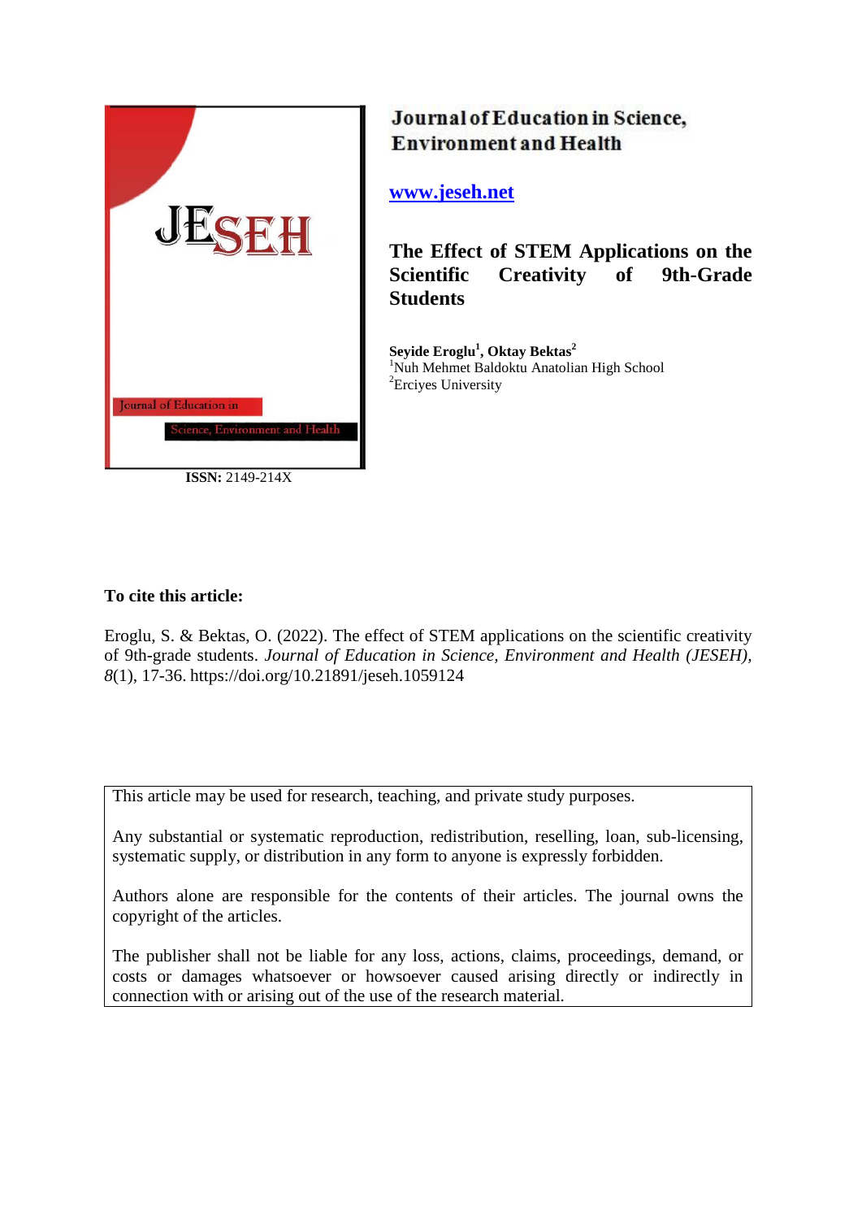Journal of Education in Science, Environment and Health

www.jeseh.net

# The Effect of STEM Applications on the Scientific Creativity of 9th-Grade Students

**Seyide Eroglu[1], Oktay Bektas[2]**
[1]Nuh Mehmet Baldoktu Anatolian High School
[2]Erciyes University

**ISSN:** 2149-214X

**To cite this article:**

Eroglu, S. & Bektas, O. (2022). The effect of STEM applications on the scientific creativity of 9th-grade students. *Journal of Education in Science, Environment and Health (JESEH), 8*(1), 17-36. https://doi.org/10.21891/jeseh.1059124

This article may be used for research, teaching, and private study purposes.

Any substantial or systematic reproduction, redistribution, reselling, loan, sub-licensing, systematic supply, or distribution in any form to anyone is expressly forbidden.

Authors alone are responsible for the contents of their articles. The journal owns the copyright of the articles.

The publisher shall not be liable for any loss, actions, claims, proceedings, demand, or costs or damages whatsoever or howsoever caused arising directly or indirectly in connection with or arising out of the use of the research material.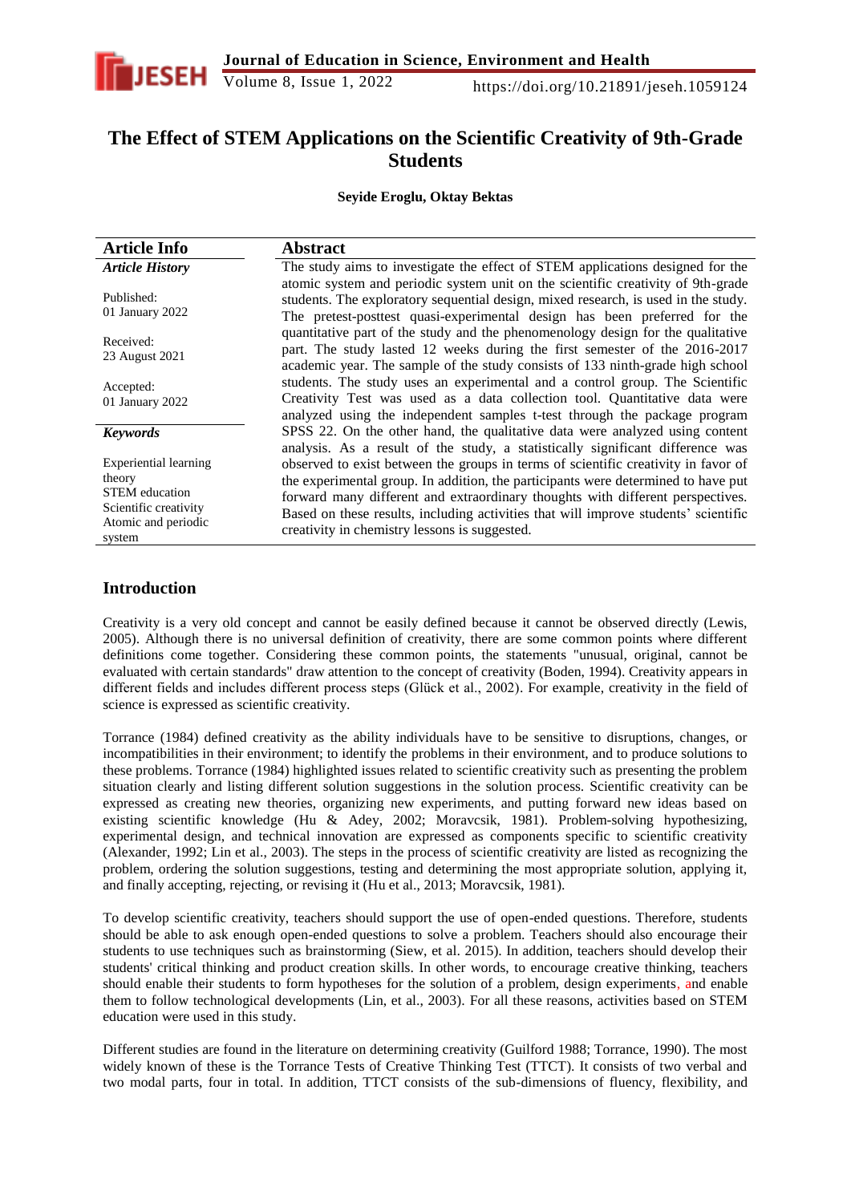# The Effect of STEM Applications on the Scientific Creativity of 9th-Grade Students

**Seyide Eroglu, Oktay Bektas**

| Article Info | Abstract |
|---|---|
| ***Article History*** | The study aims to investigate the effect of STEM applications designed for the atomic system and periodic system unit on the scientific creativity of 9th-grade students. The exploratory sequential design, mixed research, is used in the study. The pretest-posttest quasi-experimental design has been preferred for the quantitative part of the study and the phenomenology design for the qualitative part. The study lasted 12 weeks during the first semester of the 2016-2017 academic year. The sample of the study consists of 133 ninth-grade high school students. The study uses an experimental and a control group. The Scientific Creativity Test was used as a data collection tool. Quantitative data were analyzed using the independent samples t-test through the package program SPSS 22. On the other hand, the qualitative data were analyzed using content analysis. As a result of the study, a statistically significant difference was observed to exist between the groups in terms of scientific creativity in favor of the experimental group. In addition, the participants were determined to have put forward many different and extraordinary thoughts with different perspectives. Based on these results, including activities that will improve students' scientific creativity in chemistry lessons is suggested. |
| Published: 01 January 2022 | |
| Received: 23 August 2021 | |
| Accepted: 01 January 2022 | |
| ***Keywords*** | |
| Experiential learning theory<br>STEM education<br>Scientific creativity<br>Atomic and periodic system | |

## Introduction

Creativity is a very old concept and cannot be easily defined because it cannot be observed directly (Lewis, 2005). Although there is no universal definition of creativity, there are some common points where different definitions come together. Considering these common points, the statements "unusual, original, cannot be evaluated with certain standards" draw attention to the concept of creativity (Boden, 1994). Creativity appears in different fields and includes different process steps (Glück et al., 2002). For example, creativity in the field of science is expressed as scientific creativity.

Torrance (1984) defined creativity as the ability individuals have to be sensitive to disruptions, changes, or incompatibilities in their environment; to identify the problems in their environment, and to produce solutions to these problems. Torrance (1984) highlighted issues related to scientific creativity such as presenting the problem situation clearly and listing different solution suggestions in the solution process. Scientific creativity can be expressed as creating new theories, organizing new experiments, and putting forward new ideas based on existing scientific knowledge (Hu & Adey, 2002; Moravcsik, 1981). Problem-solving hypothesizing, experimental design, and technical innovation are expressed as components specific to scientific creativity (Alexander, 1992; Lin et al., 2003). The steps in the process of scientific creativity are listed as recognizing the problem, ordering the solution suggestions, testing and determining the most appropriate solution, applying it, and finally accepting, rejecting, or revising it (Hu et al., 2013; Moravcsik, 1981).

To develop scientific creativity, teachers should support the use of open-ended questions. Therefore, students should be able to ask enough open-ended questions to solve a problem. Teachers should also encourage their students to use techniques such as brainstorming (Siew, et al. 2015). In addition, teachers should develop their students' critical thinking and product creation skills. In other words, to encourage creative thinking, teachers should enable their students to form hypotheses for the solution of a problem, design experiments, and enable them to follow technological developments (Lin, et al., 2003). For all these reasons, activities based on STEM education were used in this study.

Different studies are found in the literature on determining creativity (Guilford 1988; Torrance, 1990). The most widely known of these is the Torrance Tests of Creative Thinking Test (TTCT). It consists of two verbal and two modal parts, four in total. In addition, TTCT consists of the sub-dimensions of fluency, flexibility, and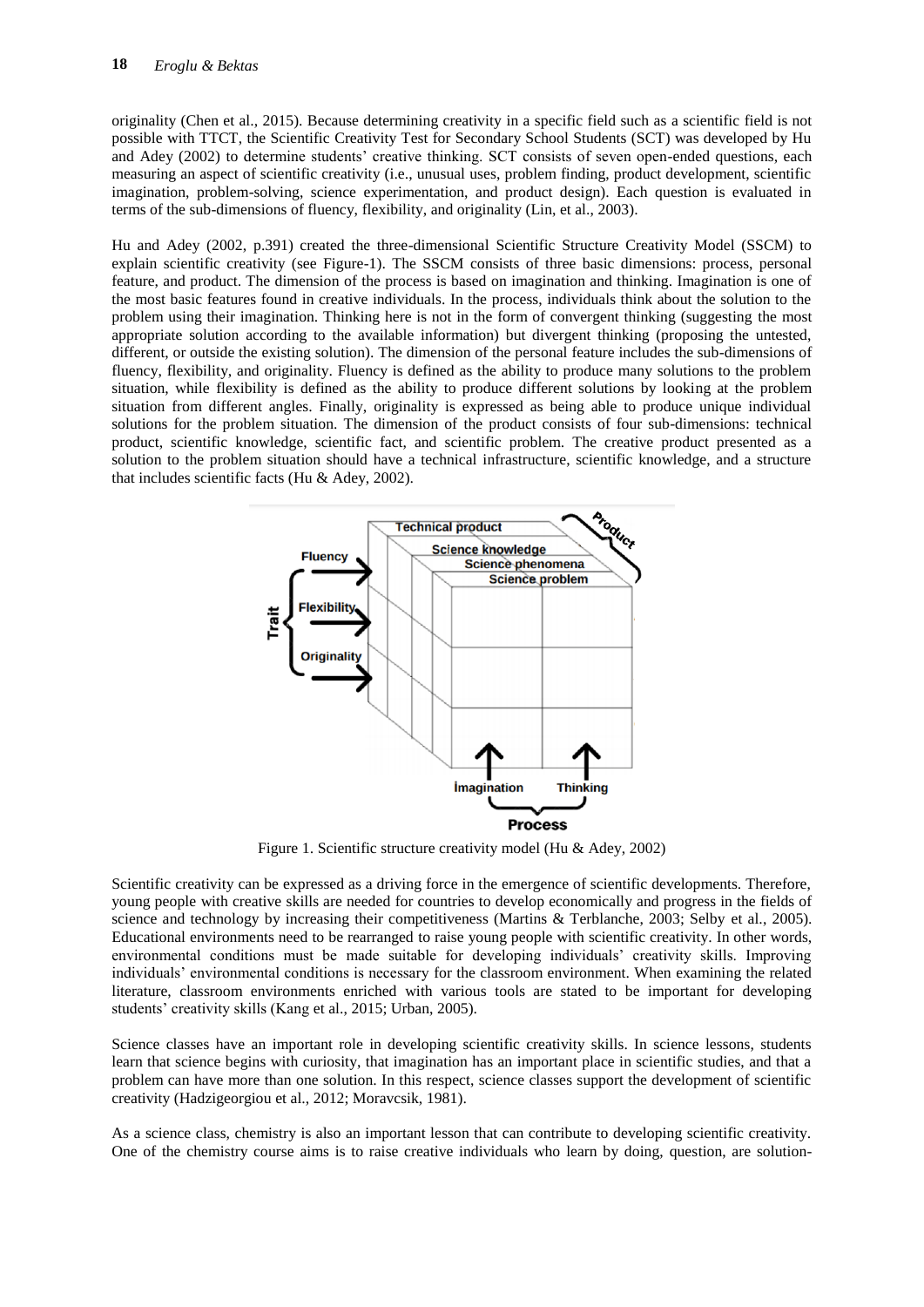originality (Chen et al., 2015). Because determining creativity in a specific field such as a scientific field is not possible with TTCT, the Scientific Creativity Test for Secondary School Students (SCT) was developed by Hu and Adey (2002) to determine students' creative thinking. SCT consists of seven open-ended questions, each measuring an aspect of scientific creativity (i.e., unusual uses, problem finding, product development, scientific imagination, problem-solving, science experimentation, and product design). Each question is evaluated in terms of the sub-dimensions of fluency, flexibility, and originality (Lin, et al., 2003).

Hu and Adey (2002, p.391) created the three-dimensional Scientific Structure Creativity Model (SSCM) to explain scientific creativity (see Figure-1). The SSCM consists of three basic dimensions: process, personal feature, and product. The dimension of the process is based on imagination and thinking. Imagination is one of the most basic features found in creative individuals. In the process, individuals think about the solution to the problem using their imagination. Thinking here is not in the form of convergent thinking (suggesting the most appropriate solution according to the available information) but divergent thinking (proposing the untested, different, or outside the existing solution). The dimension of the personal feature includes the sub-dimensions of fluency, flexibility, and originality. Fluency is defined as the ability to produce many solutions to the problem situation, while flexibility is defined as the ability to produce different solutions by looking at the problem situation from different angles. Finally, originality is expressed as being able to produce unique individual solutions for the problem situation. The dimension of the product consists of four sub-dimensions: technical product, scientific knowledge, scientific fact, and scientific problem. The creative product presented as a solution to the problem situation should have a technical infrastructure, scientific knowledge, and a structure that includes scientific facts (Hu & Adey, 2002).

Figure 1. Scientific structure creativity model (Hu & Adey, 2002)

Scientific creativity can be expressed as a driving force in the emergence of scientific developments. Therefore, young people with creative skills are needed for countries to develop economically and progress in the fields of science and technology by increasing their competitiveness (Martins & Terblanche, 2003; Selby et al., 2005). Educational environments need to be rearranged to raise young people with scientific creativity. In other words, environmental conditions must be made suitable for developing individuals' creativity skills. Improving individuals' environmental conditions is necessary for the classroom environment. When examining the related literature, classroom environments enriched with various tools are stated to be important for developing students' creativity skills (Kang et al., 2015; Urban, 2005).

Science classes have an important role in developing scientific creativity skills. In science lessons, students learn that science begins with curiosity, that imagination has an important place in scientific studies, and that a problem can have more than one solution. In this respect, science classes support the development of scientific creativity (Hadzigeorgiou et al., 2012; Moravcsik, 1981).

As a science class, chemistry is also an important lesson that can contribute to developing scientific creativity. One of the chemistry course aims is to raise creative individuals who learn by doing, question, are solution-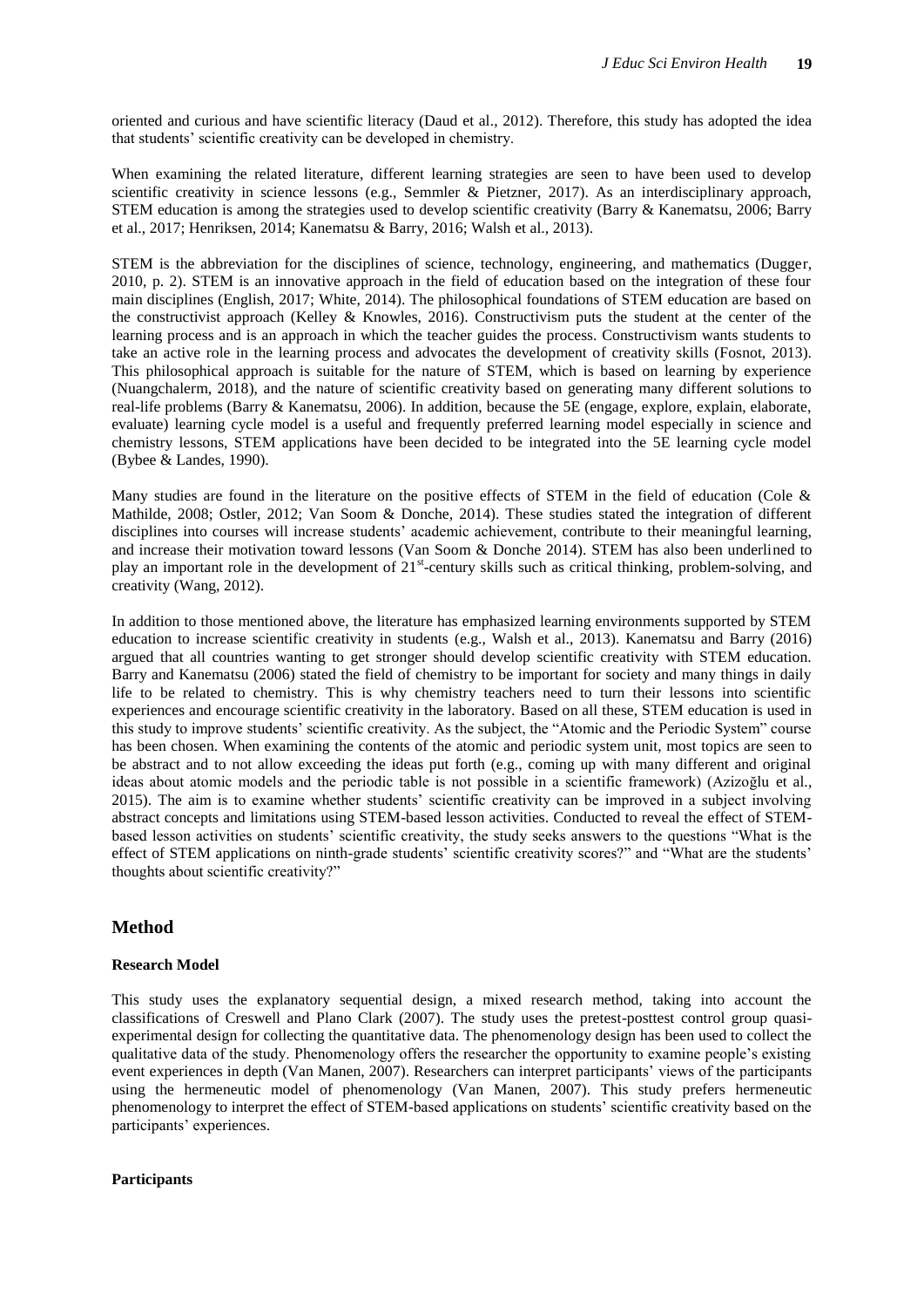oriented and curious and have scientific literacy (Daud et al., 2012). Therefore, this study has adopted the idea that students' scientific creativity can be developed in chemistry.

When examining the related literature, different learning strategies are seen to have been used to develop scientific creativity in science lessons (e.g., Semmler & Pietzner, 2017). As an interdisciplinary approach, STEM education is among the strategies used to develop scientific creativity (Barry & Kanematsu, 2006; Barry et al., 2017; Henriksen, 2014; Kanematsu & Barry, 2016; Walsh et al., 2013).

STEM is the abbreviation for the disciplines of science, technology, engineering, and mathematics (Dugger, 2010, p. 2). STEM is an innovative approach in the field of education based on the integration of these four main disciplines (English, 2017; White, 2014). The philosophical foundations of STEM education are based on the constructivist approach (Kelley & Knowles, 2016). Constructivism puts the student at the center of the learning process and is an approach in which the teacher guides the process. Constructivism wants students to take an active role in the learning process and advocates the development of creativity skills (Fosnot, 2013). This philosophical approach is suitable for the nature of STEM, which is based on learning by experience (Nuangchalerm, 2018), and the nature of scientific creativity based on generating many different solutions to real-life problems (Barry & Kanematsu, 2006). In addition, because the 5E (engage, explore, explain, elaborate, evaluate) learning cycle model is a useful and frequently preferred learning model especially in science and chemistry lessons, STEM applications have been decided to be integrated into the 5E learning cycle model (Bybee & Landes, 1990).

Many studies are found in the literature on the positive effects of STEM in the field of education (Cole & Mathilde, 2008; Ostler, 2012; Van Soom & Donche, 2014). These studies stated the integration of different disciplines into courses will increase students' academic achievement, contribute to their meaningful learning, and increase their motivation toward lessons (Van Soom & Donche 2014). STEM has also been underlined to play an important role in the development of 21st-century skills such as critical thinking, problem-solving, and creativity (Wang, 2012).

In addition to those mentioned above, the literature has emphasized learning environments supported by STEM education to increase scientific creativity in students (e.g., Walsh et al., 2013). Kanematsu and Barry (2016) argued that all countries wanting to get stronger should develop scientific creativity with STEM education. Barry and Kanematsu (2006) stated the field of chemistry to be important for society and many things in daily life to be related to chemistry. This is why chemistry teachers need to turn their lessons into scientific experiences and encourage scientific creativity in the laboratory. Based on all these, STEM education is used in this study to improve students' scientific creativity. As the subject, the "Atomic and the Periodic System" course has been chosen. When examining the contents of the atomic and periodic system unit, most topics are seen to be abstract and to not allow exceeding the ideas put forth (e.g., coming up with many different and original ideas about atomic models and the periodic table is not possible in a scientific framework) (Azizoğlu et al., 2015). The aim is to examine whether students' scientific creativity can be improved in a subject involving abstract concepts and limitations using STEM-based lesson activities. Conducted to reveal the effect of STEM-based lesson activities on students' scientific creativity, the study seeks answers to the questions "What is the effect of STEM applications on ninth-grade students' scientific creativity scores?" and "What are the students' thoughts about scientific creativity?"

## Method

### Research Model

This study uses the explanatory sequential design, a mixed research method, taking into account the classifications of Creswell and Plano Clark (2007). The study uses the pretest-posttest control group quasi-experimental design for collecting the quantitative data. The phenomenology design has been used to collect the qualitative data of the study. Phenomenology offers the researcher the opportunity to examine people's existing event experiences in depth (Van Manen, 2007). Researchers can interpret participants' views of the participants using the hermeneutic model of phenomenology (Van Manen, 2007). This study prefers hermeneutic phenomenology to interpret the effect of STEM-based applications on students' scientific creativity based on the participants' experiences.

### Participants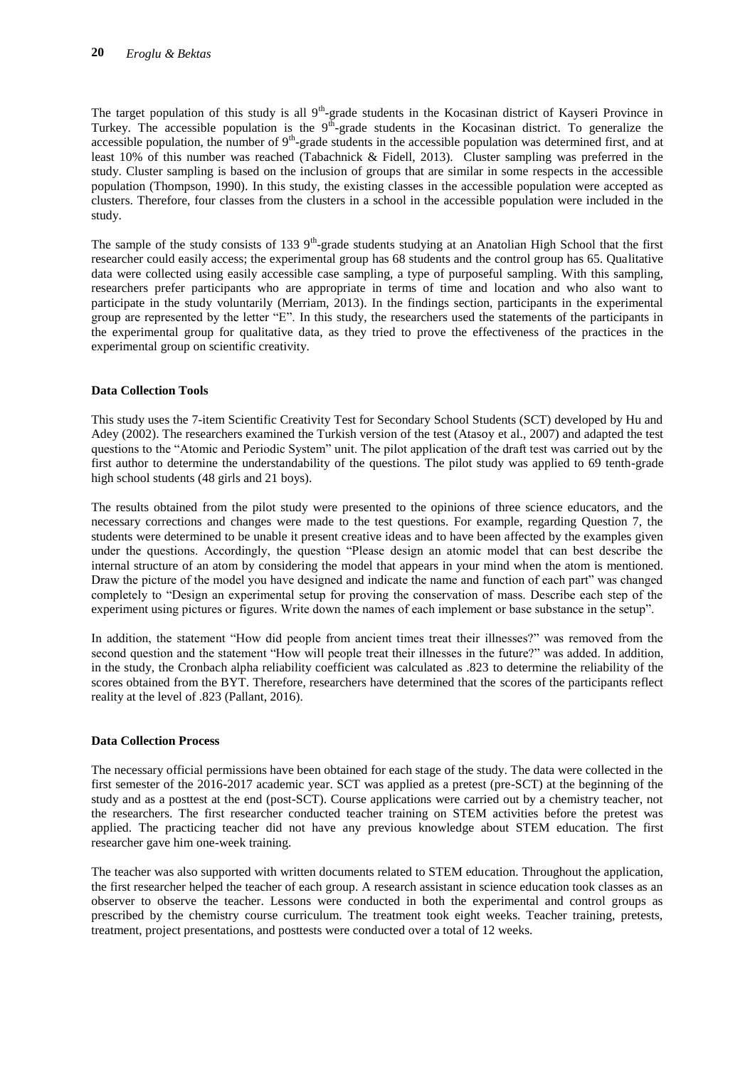The target population of this study is all 9$^{th}$-grade students in the Kocasinan district of Kayseri Province in Turkey. The accessible population is the 9$^{th}$-grade students in the Kocasinan district. To generalize the accessible population, the number of 9$^{th}$-grade students in the accessible population was determined first, and at least 10% of this number was reached (Tabachnick & Fidell, 2013). Cluster sampling was preferred in the study. Cluster sampling is based on the inclusion of groups that are similar in some respects in the accessible population (Thompson, 1990). In this study, the existing classes in the accessible population were accepted as clusters. Therefore, four classes from the clusters in a school in the accessible population were included in the study.

The sample of the study consists of 133 9$^{th}$-grade students studying at an Anatolian High School that the first researcher could easily access; the experimental group has 68 students and the control group has 65. Qualitative data were collected using easily accessible case sampling, a type of purposeful sampling. With this sampling, researchers prefer participants who are appropriate in terms of time and location and who also want to participate in the study voluntarily (Merriam, 2013). In the findings section, participants in the experimental group are represented by the letter "E". In this study, the researchers used the statements of the participants in the experimental group for qualitative data, as they tried to prove the effectiveness of the practices in the experimental group on scientific creativity.

**Data Collection Tools**

This study uses the 7-item Scientific Creativity Test for Secondary School Students (SCT) developed by Hu and Adey (2002). The researchers examined the Turkish version of the test (Atasoy et al., 2007) and adapted the test questions to the "Atomic and Periodic System" unit. The pilot application of the draft test was carried out by the first author to determine the understandability of the questions. The pilot study was applied to 69 tenth-grade high school students (48 girls and 21 boys).

The results obtained from the pilot study were presented to the opinions of three science educators, and the necessary corrections and changes were made to the test questions. For example, regarding Question 7, the students were determined to be unable it present creative ideas and to have been affected by the examples given under the questions. Accordingly, the question "Please design an atomic model that can best describe the internal structure of an atom by considering the model that appears in your mind when the atom is mentioned. Draw the picture of the model you have designed and indicate the name and function of each part" was changed completely to "Design an experimental setup for proving the conservation of mass. Describe each step of the experiment using pictures or figures. Write down the names of each implement or base substance in the setup".

In addition, the statement "How did people from ancient times treat their illnesses?" was removed from the second question and the statement "How will people treat their illnesses in the future?" was added. In addition, in the study, the Cronbach alpha reliability coefficient was calculated as .823 to determine the reliability of the scores obtained from the BYT. Therefore, researchers have determined that the scores of the participants reflect reality at the level of .823 (Pallant, 2016).

**Data Collection Process**

The necessary official permissions have been obtained for each stage of the study. The data were collected in the first semester of the 2016-2017 academic year. SCT was applied as a pretest (pre-SCT) at the beginning of the study and as a posttest at the end (post-SCT). Course applications were carried out by a chemistry teacher, not the researchers. The first researcher conducted teacher training on STEM activities before the pretest was applied. The practicing teacher did not have any previous knowledge about STEM education. The first researcher gave him one-week training.

The teacher was also supported with written documents related to STEM education. Throughout the application, the first researcher helped the teacher of each group. A research assistant in science education took classes as an observer to observe the teacher. Lessons were conducted in both the experimental and control groups as prescribed by the chemistry course curriculum. The treatment took eight weeks. Teacher training, pretests, treatment, project presentations, and posttests were conducted over a total of 12 weeks.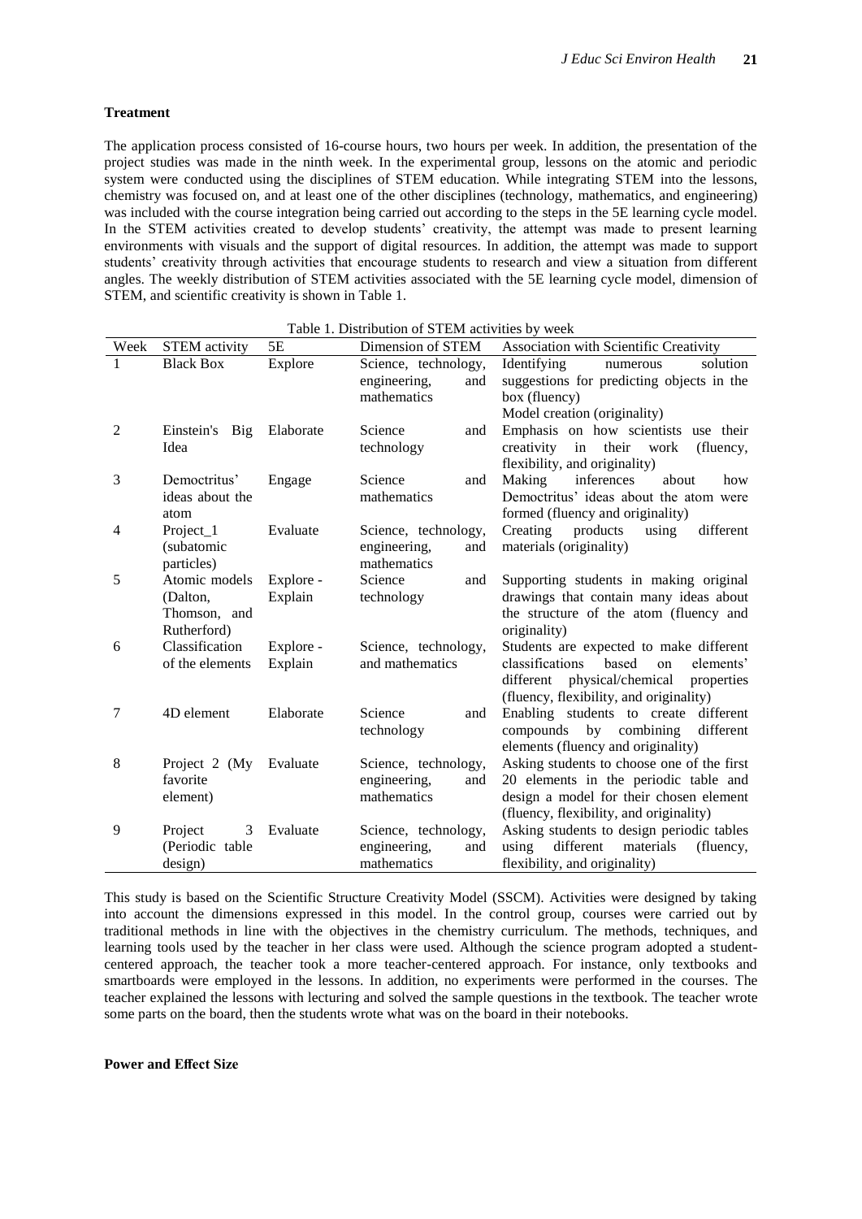### Treatment

The application process consisted of 16-course hours, two hours per week. In addition, the presentation of the project studies was made in the ninth week. In the experimental group, lessons on the atomic and periodic system were conducted using the disciplines of STEM education. While integrating STEM into the lessons, chemistry was focused on, and at least one of the other disciplines (technology, mathematics, and engineering) was included with the course integration being carried out according to the steps in the 5E learning cycle model. In the STEM activities created to develop students' creativity, the attempt was made to present learning environments with visuals and the support of digital resources. In addition, the attempt was made to support students' creativity through activities that encourage students to research and view a situation from different angles. The weekly distribution of STEM activities associated with the 5E learning cycle model, dimension of STEM, and scientific creativity is shown in Table 1.

Table 1. Distribution of STEM activities by week

| Week | STEM activity | 5E | Dimension of STEM | Association with Scientific Creativity |
|---|---|---|---|---|
| 1 | Black Box | Explore | Science, technology, engineering, and mathematics | Identifying numerous solution suggestions for predicting objects in the box (fluency) Model creation (originality) |
| 2 | Einstein's Big Idea | Elaborate | Science and technology | Emphasis on how scientists use their creativity in their work (fluency, flexibility, and originality) |
| 3 | Democtritus' ideas about the atom | Engage | Science and mathematics | Making inferences about how Democtritus' ideas about the atom were formed (fluency and originality) |
| 4 | Project_1 (subatomic particles) | Evaluate | Science, technology, engineering, and mathematics | Creating products using different materials (originality) |
| 5 | Atomic models (Dalton, Thomson, and Rutherford) | Explore - Explain | Science and technology | Supporting students in making original drawings that contain many ideas about the structure of the atom (fluency and originality) |
| 6 | Classification of the elements | Explore - Explain | Science, technology, and mathematics | Students are expected to make different classifications based on elements' different physical/chemical properties (fluency, flexibility, and originality) |
| 7 | 4D element | Elaborate | Science and technology | Enabling students to create different compounds by combining different elements (fluency and originality) |
| 8 | Project 2 (My favorite element) | Evaluate | Science, technology, engineering, and mathematics | Asking students to choose one of the first 20 elements in the periodic table and design a model for their chosen element (fluency, flexibility, and originality) |
| 9 | Project 3 (Periodic table design) | Evaluate | Science, technology, engineering, and mathematics | Asking students to design periodic tables using different materials (fluency, flexibility, and originality) |

This study is based on the Scientific Structure Creativity Model (SSCM). Activities were designed by taking into account the dimensions expressed in this model. In the control group, courses were carried out by traditional methods in line with the objectives in the chemistry curriculum. The methods, techniques, and learning tools used by the teacher in her class were used. Although the science program adopted a student-centered approach, the teacher took a more teacher-centered approach. For instance, only textbooks and smartboards were employed in the lessons. In addition, no experiments were performed in the courses. The teacher explained the lessons with lecturing and solved the sample questions in the textbook. The teacher wrote some parts on the board, then the students wrote what was on the board in their notebooks.

### Power and Effect Size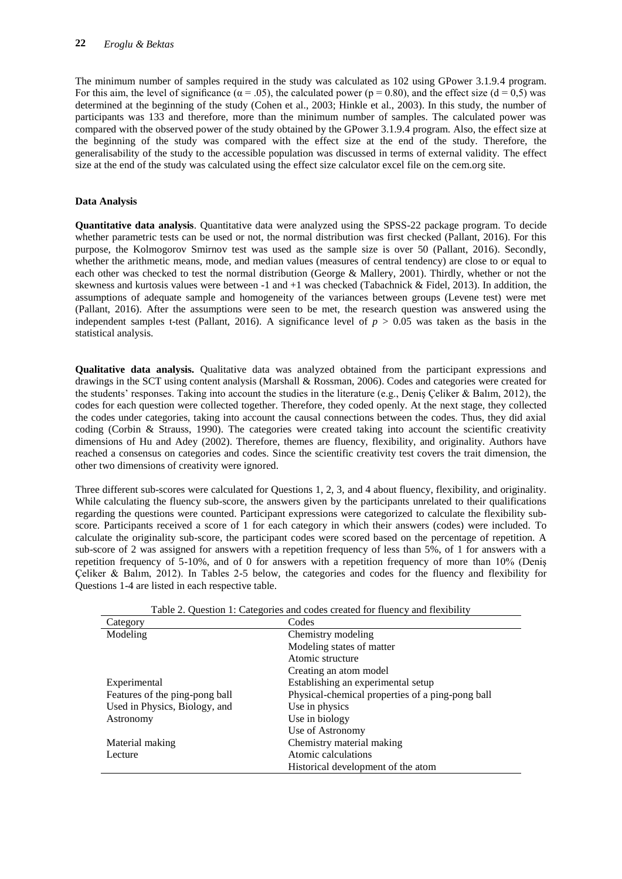The minimum number of samples required in the study was calculated as 102 using GPower 3.1.9.4 program. For this aim, the level of significance ($\alpha = .05$), the calculated power ($p = 0.80$), and the effect size ($d = 0{,}5$) was determined at the beginning of the study (Cohen et al., 2003; Hinkle et al., 2003). In this study, the number of participants was 133 and therefore, more than the minimum number of samples. The calculated power was compared with the observed power of the study obtained by the GPower 3.1.9.4 program. Also, the effect size at the beginning of the study was compared with the effect size at the end of the study. Therefore, the generalisability of the study to the accessible population was discussed in terms of external validity. The effect size at the end of the study was calculated using the effect size calculator excel file on the cem.org site.

### Data Analysis

**Quantitative data analysis**. Quantitative data were analyzed using the SPSS-22 package program. To decide whether parametric tests can be used or not, the normal distribution was first checked (Pallant, 2016). For this purpose, the Kolmogorov Smirnov test was used as the sample size is over 50 (Pallant, 2016). Secondly, whether the arithmetic means, mode, and median values (measures of central tendency) are close to or equal to each other was checked to test the normal distribution (George & Mallery, 2001). Thirdly, whether or not the skewness and kurtosis values were between -1 and +1 was checked (Tabachnick & Fidel, 2013). In addition, the assumptions of adequate sample and homogeneity of the variances between groups (Levene test) were met (Pallant, 2016). After the assumptions were seen to be met, the research question was answered using the independent samples t-test (Pallant, 2016). A significance level of $p > 0.05$ was taken as the basis in the statistical analysis.

**Qualitative data analysis.** Qualitative data was analyzed obtained from the participant expressions and drawings in the SCT using content analysis (Marshall & Rossman, 2006). Codes and categories were created for the students' responses. Taking into account the studies in the literature (e.g., Deniş Çeliker & Balım, 2012), the codes for each question were collected together. Therefore, they coded openly. At the next stage, they collected the codes under categories, taking into account the causal connections between the codes. Thus, they did axial coding (Corbin & Strauss, 1990). The categories were created taking into account the scientific creativity dimensions of Hu and Adey (2002). Therefore, themes are fluency, flexibility, and originality. Authors have reached a consensus on categories and codes. Since the scientific creativity test covers the trait dimension, the other two dimensions of creativity were ignored.

Three different sub-scores were calculated for Questions 1, 2, 3, and 4 about fluency, flexibility, and originality. While calculating the fluency sub-score, the answers given by the participants unrelated to their qualifications regarding the questions were counted. Participant expressions were categorized to calculate the flexibility sub-score. Participants received a score of 1 for each category in which their answers (codes) were included. To calculate the originality sub-score, the participant codes were scored based on the percentage of repetition. A sub-score of 2 was assigned for answers with a repetition frequency of less than 5%, of 1 for answers with a repetition frequency of 5-10%, and of 0 for answers with a repetition frequency of more than 10% (Deniş Çeliker & Balım, 2012). In Tables 2-5 below, the categories and codes for the fluency and flexibility for Questions 1-4 are listed in each respective table.

Table 2. Question 1: Categories and codes created for fluency and flexibility

| Category | Codes |
|---|---|
| Modeling | Chemistry modeling |
| | Modeling states of matter |
| | Atomic structure |
| | Creating an atom model |
| Experimental | Establishing an experimental setup |
| Features of the ping-pong ball | Physical-chemical properties of a ping-pong ball |
| Used in Physics, Biology, and Astronomy | Use in physics |
| | Use in biology |
| | Use of Astronomy |
| Material making | Chemistry material making |
| Lecture | Atomic calculations |
| | Historical development of the atom |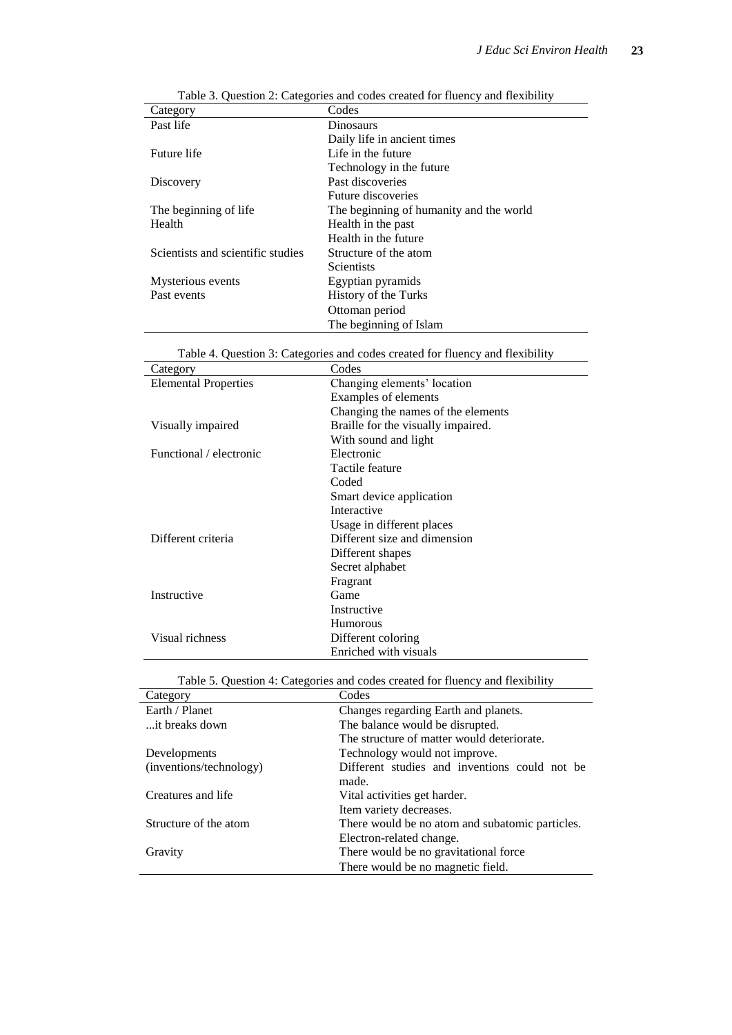Table 3. Question 2: Categories and codes created for fluency and flexibility

| Category | Codes |
|---|---|
| Past life | Dinosaurs |
| | Daily life in ancient times |
| Future life | Life in the future |
| | Technology in the future |
| Discovery | Past discoveries |
| | Future discoveries |
| The beginning of life | The beginning of humanity and the world |
| Health | Health in the past |
| | Health in the future |
| Scientists and scientific studies | Structure of the atom |
| | Scientists |
| Mysterious events | Egyptian pyramids |
| Past events | History of the Turks |
| | Ottoman period |
| | The beginning of Islam |

Table 4. Question 3: Categories and codes created for fluency and flexibility

| Category | Codes |
|---|---|
| Elemental Properties | Changing elements' location |
| | Examples of elements |
| | Changing the names of the elements |
| Visually impaired | Braille for the visually impaired. |
| | With sound and light |
| Functional / electronic | Electronic |
| | Tactile feature |
| | Coded |
| | Smart device application |
| | Interactive |
| | Usage in different places |
| Different criteria | Different size and dimension |
| | Different shapes |
| | Secret alphabet |
| | Fragrant |
| Instructive | Game |
| | Instructive |
| | Humorous |
| Visual richness | Different coloring |
| | Enriched with visuals |

Table 5. Question 4: Categories and codes created for fluency and flexibility

| Category | Codes |
|---|---|
| Earth / Planet | Changes regarding Earth and planets. |
| ...it breaks down | The balance would be disrupted. |
| | The structure of matter would deteriorate. |
| Developments | Technology would not improve. |
| (inventions/technology) | Different studies and inventions could not be made. |
| Creatures and life | Vital activities get harder. |
| | Item variety decreases. |
| Structure of the atom | There would be no atom and subatomic particles. |
| | Electron-related change. |
| Gravity | There would be no gravitational force |
| | There would be no magnetic field. |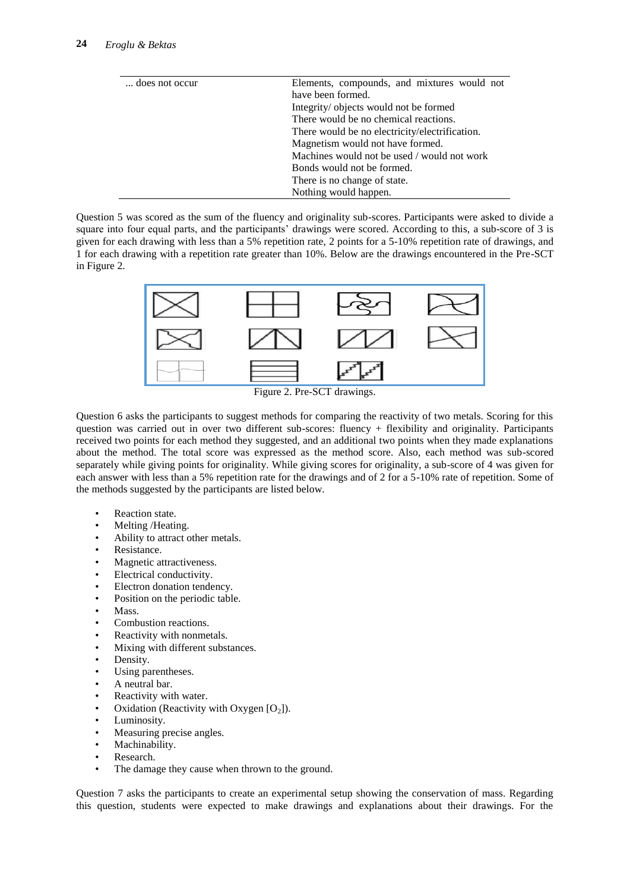| ... does not occur | Elements, compounds, and mixtures would not have been formed. |
|---|---|
| | Integrity/ objects would not be formed |
| | There would be no chemical reactions. |
| | There would be no electricity/electrification. |
| | Magnetism would not have formed. |
| | Machines would not be used / would not work |
| | Bonds would not be formed. |
| | There is no change of state. |
| | Nothing would happen. |

Question 5 was scored as the sum of the fluency and originality sub-scores. Participants were asked to divide a square into four equal parts, and the participants' drawings were scored. According to this, a sub-score of 3 is given for each drawing with less than a 5% repetition rate, 2 points for a 5-10% repetition rate of drawings, and 1 for each drawing with a repetition rate greater than 10%. Below are the drawings encountered in the Pre-SCT in Figure 2.

Figure 2. Pre-SCT drawings.

Question 6 asks the participants to suggest methods for comparing the reactivity of two metals. Scoring for this question was carried out in over two different sub-scores: fluency + flexibility and originality. Participants received two points for each method they suggested, and an additional two points when they made explanations about the method. The total score was expressed as the method score. Also, each method was sub-scored separately while giving points for originality. While giving scores for originality, a sub-score of 4 was given for each answer with less than a 5% repetition rate for the drawings and of 2 for a 5-10% rate of repetition. Some of the methods suggested by the participants are listed below.

- Reaction state.
- Melting /Heating.
- Ability to attract other metals.
- Resistance.
- Magnetic attractiveness.
- Electrical conductivity.
- Electron donation tendency.
- Position on the periodic table.
- Mass.
- Combustion reactions.
- Reactivity with nonmetals.
- Mixing with different substances.
- Density.
- Using parentheses.
- A neutral bar.
- Reactivity with water.
- Oxidation (Reactivity with Oxygen [$O_2$]).
- Luminosity.
- Measuring precise angles.
- Machinability.
- Research.
- The damage they cause when thrown to the ground.

Question 7 asks the participants to create an experimental setup showing the conservation of mass. Regarding this question, students were expected to make drawings and explanations about their drawings. For the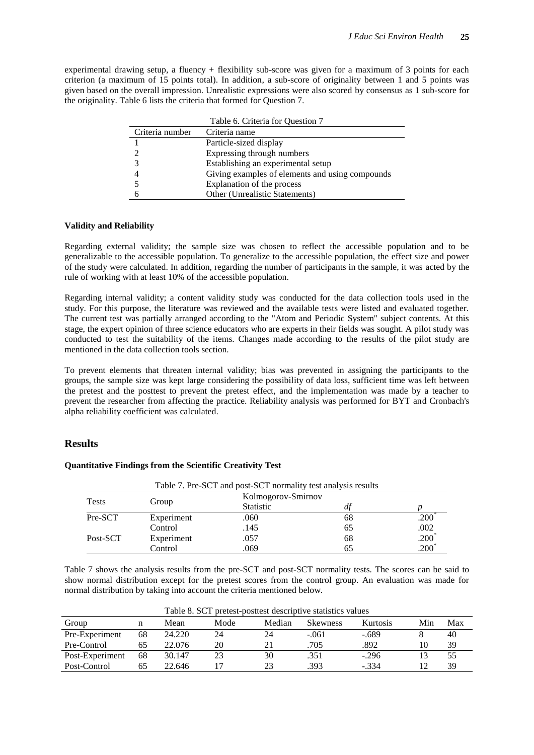experimental drawing setup, a fluency + flexibility sub-score was given for a maximum of 3 points for each criterion (a maximum of 15 points total). In addition, a sub-score of originality between 1 and 5 points was given based on the overall impression. Unrealistic expressions were also scored by consensus as 1 sub-score for the originality. Table 6 lists the criteria that formed for Question 7.

Table 6. Criteria for Question 7

| Criteria number | Criteria name |
|---|---|
| 1 | Particle-sized display |
| 2 | Expressing through numbers |
| 3 | Establishing an experimental setup |
| 4 | Giving examples of elements and using compounds |
| 5 | Explanation of the process |
| 6 | Other (Unrealistic Statements) |

**Validity and Reliability**

Regarding external validity; the sample size was chosen to reflect the accessible population and to be generalizable to the accessible population. To generalize to the accessible population, the effect size and power of the study were calculated. In addition, regarding the number of participants in the sample, it was acted by the rule of working with at least 10% of the accessible population.

Regarding internal validity; a content validity study was conducted for the data collection tools used in the study. For this purpose, the literature was reviewed and the available tests were listed and evaluated together. The current test was partially arranged according to the "Atom and Periodic System" subject contents. At this stage, the expert opinion of three science educators who are experts in their fields was sought. A pilot study was conducted to test the suitability of the items. Changes made according to the results of the pilot study are mentioned in the data collection tools section.

To prevent elements that threaten internal validity; bias was prevented in assigning the participants to the groups, the sample size was kept large considering the possibility of data loss, sufficient time was left between the pretest and the posttest to prevent the pretest effect, and the implementation was made by a teacher to prevent the researcher from affecting the practice. Reliability analysis was performed for BYT and Cronbach's alpha reliability coefficient was calculated.

## Results

**Quantitative Findings from the Scientific Creativity Test**

Table 7. Pre-SCT and post-SCT normality test analysis results

| Tests | Group | Kolmogorov-Smirnov | | |
|---|---|---|---|---|
| | | Statistic | *df* | *p* |
| Pre-SCT | Experiment | .060 | 68 | .200* |
| | Control | .145 | 65 | .002 |
| Post-SCT | Experiment | .057 | 68 | .200* |
| | Control | .069 | 65 | .200* |

Table 7 shows the analysis results from the pre-SCT and post-SCT normality tests. The scores can be said to show normal distribution except for the pretest scores from the control group. An evaluation was made for normal distribution by taking into account the criteria mentioned below.

Table 8. SCT pretest-posttest descriptive statistics values

| Group | n | Mean | Mode | Median | Skewness | Kurtosis | Min | Max |
|---|---|---|---|---|---|---|---|---|
| Pre-Experiment | 68 | 24.220 | 24 | 24 | -.061 | -.689 | 8 | 40 |
| Pre-Control | 65 | 22.076 | 20 | 21 | .705 | .892 | 10 | 39 |
| Post-Experiment | 68 | 30.147 | 23 | 30 | .351 | -.296 | 13 | 55 |
| Post-Control | 65 | 22.646 | 17 | 23 | .393 | -.334 | 12 | 39 |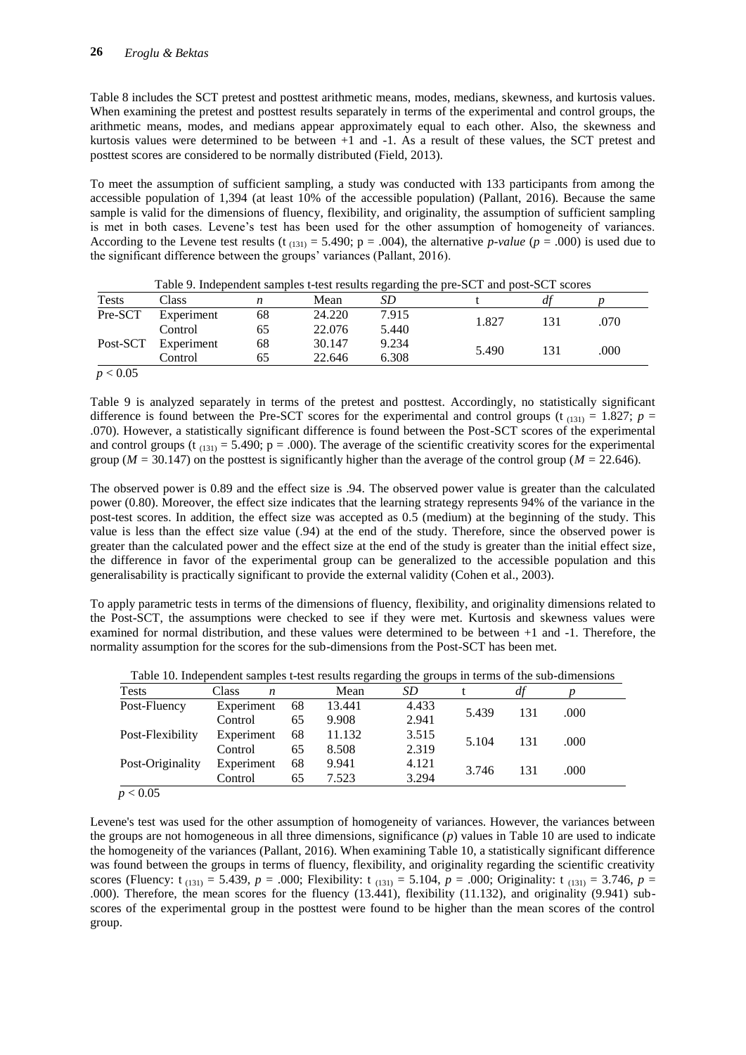Table 8 includes the SCT pretest and posttest arithmetic means, modes, medians, skewness, and kurtosis values. When examining the pretest and posttest results separately in terms of the experimental and control groups, the arithmetic means, modes, and medians appear approximately equal to each other. Also, the skewness and kurtosis values were determined to be between +1 and -1. As a result of these values, the SCT pretest and posttest scores are considered to be normally distributed (Field, 2013).

To meet the assumption of sufficient sampling, a study was conducted with 133 participants from among the accessible population of 1,394 (at least 10% of the accessible population) (Pallant, 2016). Because the same sample is valid for the dimensions of fluency, flexibility, and originality, the assumption of sufficient sampling is met in both cases. Levene's test has been used for the other assumption of homogeneity of variances. According to the Levene test results ($t_{(131)} = 5.490$; $p = .004$), the alternative *p-value* ($p = .000$) is used due to the significant difference between the groups' variances (Pallant, 2016).

Table 9. Independent samples t-test results regarding the pre-SCT and post-SCT scores

| Tests | Class | *n* | Mean | *SD* | t | *df* | *p* |
|---|---|---|---|---|---|---|---|
| Pre-SCT | Experiment | 68 | 24.220 | 7.915 | 1.827 | 131 | .070 |
| | Control | 65 | 22.076 | 5.440 | | | |
| Post-SCT | Experiment | 68 | 30.147 | 9.234 | 5.490 | 131 | .000 |
| | Control | 65 | 22.646 | 6.308 | | | |

$p < 0.05$

Table 9 is analyzed separately in terms of the pretest and posttest. Accordingly, no statistically significant difference is found between the Pre-SCT scores for the experimental and control groups ($t_{(131)} = 1.827$; $p = .070$). However, a statistically significant difference is found between the Post-SCT scores of the experimental and control groups ($t_{(131)} = 5.490$; $p = .000$). The average of the scientific creativity scores for the experimental group ($M = 30.147$) on the posttest is significantly higher than the average of the control group ($M = 22.646$).

The observed power is 0.89 and the effect size is .94. The observed power value is greater than the calculated power (0.80). Moreover, the effect size indicates that the learning strategy represents 94% of the variance in the post-test scores. In addition, the effect size was accepted as 0.5 (medium) at the beginning of the study. This value is less than the effect size value (.94) at the end of the study. Therefore, since the observed power is greater than the calculated power and the effect size at the end of the study is greater than the initial effect size, the difference in favor of the experimental group can be generalized to the accessible population and this generalisability is practically significant to provide the external validity (Cohen et al., 2003).

To apply parametric tests in terms of the dimensions of fluency, flexibility, and originality dimensions related to the Post-SCT, the assumptions were checked to see if they were met. Kurtosis and skewness values were examined for normal distribution, and these values were determined to be between +1 and -1. Therefore, the normality assumption for the scores for the sub-dimensions from the Post-SCT has been met.

Table 10. Independent samples t-test results regarding the groups in terms of the sub-dimensions

| Tests | Class | *n* | Mean | *SD* | t | *df* | *p* |
|---|---|---|---|---|---|---|---|
| Post-Fluency | Experiment | 68 | 13.441 | 4.433 | 5.439 | 131 | .000 |
| | Control | 65 | 9.908 | 2.941 | | | |
| Post-Flexibility | Experiment | 68 | 11.132 | 3.515 | 5.104 | 131 | .000 |
| | Control | 65 | 8.508 | 2.319 | | | |
| Post-Originality | Experiment | 68 | 9.941 | 4.121 | 3.746 | 131 | .000 |
| | Control | 65 | 7.523 | 3.294 | | | |

$p < 0.05$

Levene's test was used for the other assumption of homogeneity of variances. However, the variances between the groups are not homogeneous in all three dimensions, significance (*p*) values in Table 10 are used to indicate the homogeneity of the variances (Pallant, 2016). When examining Table 10, a statistically significant difference was found between the groups in terms of fluency, flexibility, and originality regarding the scientific creativity scores (Fluency: $t_{(131)} = 5.439$, $p = .000$; Flexibility: $t_{(131)} = 5.104$, $p = .000$; Originality: $t_{(131)} = 3.746$, $p = .000$). Therefore, the mean scores for the fluency (13.441), flexibility (11.132), and originality (9.941) sub-scores of the experimental group in the posttest were found to be higher than the mean scores of the control group.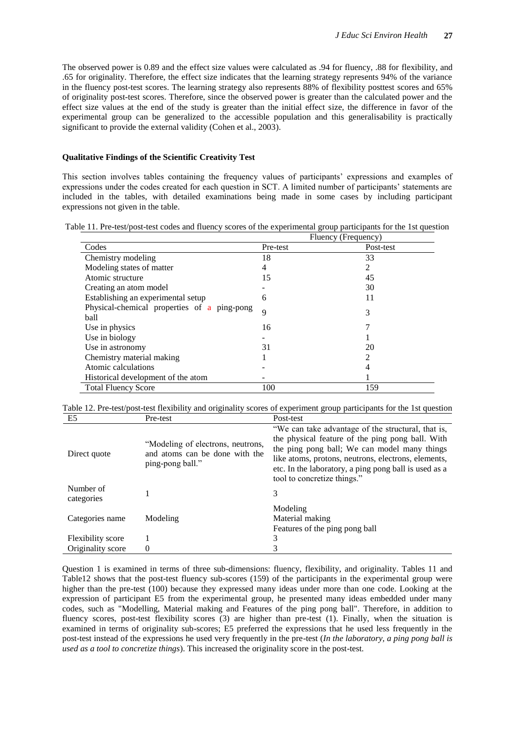The observed power is 0.89 and the effect size values were calculated as .94 for fluency, .88 for flexibility, and .65 for originality. Therefore, the effect size indicates that the learning strategy represents 94% of the variance in the fluency post-test scores. The learning strategy also represents 88% of flexibility posttest scores and 65% of originality post-test scores. Therefore, since the observed power is greater than the calculated power and the effect size values at the end of the study is greater than the initial effect size, the difference in favor of the experimental group can be generalized to the accessible population and this generalisability is practically significant to provide the external validity (Cohen et al., 2003).

### Qualitative Findings of the Scientific Creativity Test

This section involves tables containing the frequency values of participants' expressions and examples of expressions under the codes created for each question in SCT. A limited number of participants' statements are included in the tables, with detailed examinations being made in some cases by including participant expressions not given in the table.

Table 11. Pre-test/post-test codes and fluency scores of the experimental group participants for the 1st question

| | Fluency (Frequency) | |
|---|---|---|
| Codes | Pre-test | Post-test |
| Chemistry modeling | 18 | 33 |
| Modeling states of matter | 4 | 2 |
| Atomic structure | 15 | 45 |
| Creating an atom model | - | 30 |
| Establishing an experimental setup | 6 | 11 |
| Physical-chemical properties of a ping-pong ball | 9 | 3 |
| Use in physics | 16 | 7 |
| Use in biology | - | 1 |
| Use in astronomy | 31 | 20 |
| Chemistry material making | 1 | 2 |
| Atomic calculations | - | 4 |
| Historical development of the atom | - | 1 |
| Total Fluency Score | 100 | 159 |

Table 12. Pre-test/post-test flexibility and originality scores of experiment group participants for the 1st question

| E5 | Pre-test | Post-test |
|---|---|---|
| Direct quote | "Modeling of electrons, neutrons, and atoms can be done with the ping-pong ball." | "We can take advantage of the structural, that is, the physical feature of the ping pong ball. With the ping pong ball; We can model many things like atoms, protons, neutrons, electrons, elements, etc. In the laboratory, a ping pong ball is used as a tool to concretize things." |
| Number of categories | 1 | 3 |
| Categories name | Modeling | Modeling<br>Material making<br>Features of the ping pong ball |
| Flexibility score | 1 | 3 |
| Originality score | 0 | 3 |

Question 1 is examined in terms of three sub-dimensions: fluency, flexibility, and originality. Tables 11 and Table12 shows that the post-test fluency sub-scores (159) of the participants in the experimental group were higher than the pre-test (100) because they expressed many ideas under more than one code. Looking at the expression of participant E5 from the experimental group, he presented many ideas embedded under many codes, such as "Modelling, Material making and Features of the ping pong ball". Therefore, in addition to fluency scores, post-test flexibility scores (3) are higher than pre-test (1). Finally, when the situation is examined in terms of originality sub-scores; E5 preferred the expressions that he used less frequently in the post-test instead of the expressions he used very frequently in the pre-test (*In the laboratory, a ping pong ball is used as a tool to concretize things*). This increased the originality score in the post-test.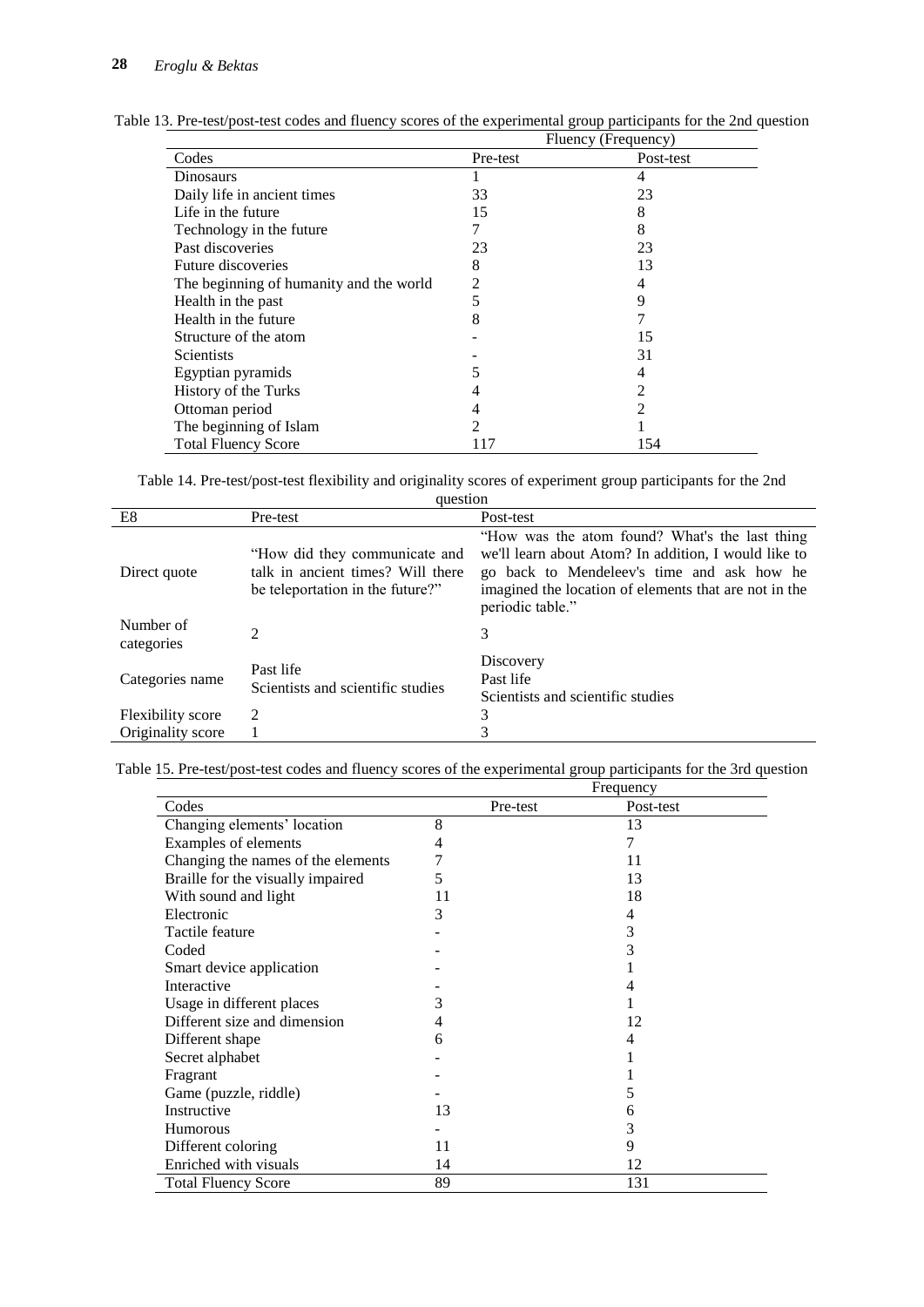Table 13. Pre-test/post-test codes and fluency scores of the experimental group participants for the 2nd question

| | Fluency (Frequency) | |
|---|---|---|
| Codes | Pre-test | Post-test |
| Dinosaurs | 1 | 4 |
| Daily life in ancient times | 33 | 23 |
| Life in the future | 15 | 8 |
| Technology in the future | 7 | 8 |
| Past discoveries | 23 | 23 |
| Future discoveries | 8 | 13 |
| The beginning of humanity and the world | 2 | 4 |
| Health in the past | 5 | 9 |
| Health in the future | 8 | 7 |
| Structure of the atom | - | 15 |
| Scientists | - | 31 |
| Egyptian pyramids | 5 | 4 |
| History of the Turks | 4 | 2 |
| Ottoman period | 4 | 2 |
| The beginning of Islam | 2 | 1 |
| Total Fluency Score | 117 | 154 |

Table 14. Pre-test/post-test flexibility and originality scores of experiment group participants for the 2nd question

| E8 | Pre-test | Post-test |
|---|---|---|
| Direct quote | "How did they communicate and talk in ancient times? Will there be teleportation in the future?" | "How was the atom found? What's the last thing we'll learn about Atom? In addition, I would like to go back to Mendeleev's time and ask how he imagined the location of elements that are not in the periodic table." |
| Number of categories | 2 | 3 |
| Categories name | Past life<br>Scientists and scientific studies | Discovery<br>Past life<br>Scientists and scientific studies |
| Flexibility score | 2 | 3 |
| Originality score | 1 | 3 |

Table 15. Pre-test/post-test codes and fluency scores of the experimental group participants for the 3rd question

| | Frequency | |
|---|---|---|
| Codes | Pre-test | Post-test |
| Changing elements' location | 8 | 13 |
| Examples of elements | 4 | 7 |
| Changing the names of the elements | 7 | 11 |
| Braille for the visually impaired | 5 | 13 |
| With sound and light | 11 | 18 |
| Electronic | 3 | 4 |
| Tactile feature | - | 3 |
| Coded | - | 3 |
| Smart device application | - | 1 |
| Interactive | - | 4 |
| Usage in different places | 3 | 1 |
| Different size and dimension | 4 | 12 |
| Different shape | 6 | 4 |
| Secret alphabet | - | 1 |
| Fragrant | - | 1 |
| Game (puzzle, riddle) | - | 5 |
| Instructive | 13 | 6 |
| Humorous | - | 3 |
| Different coloring | 11 | 9 |
| Enriched with visuals | 14 | 12 |
| Total Fluency Score | 89 | 131 |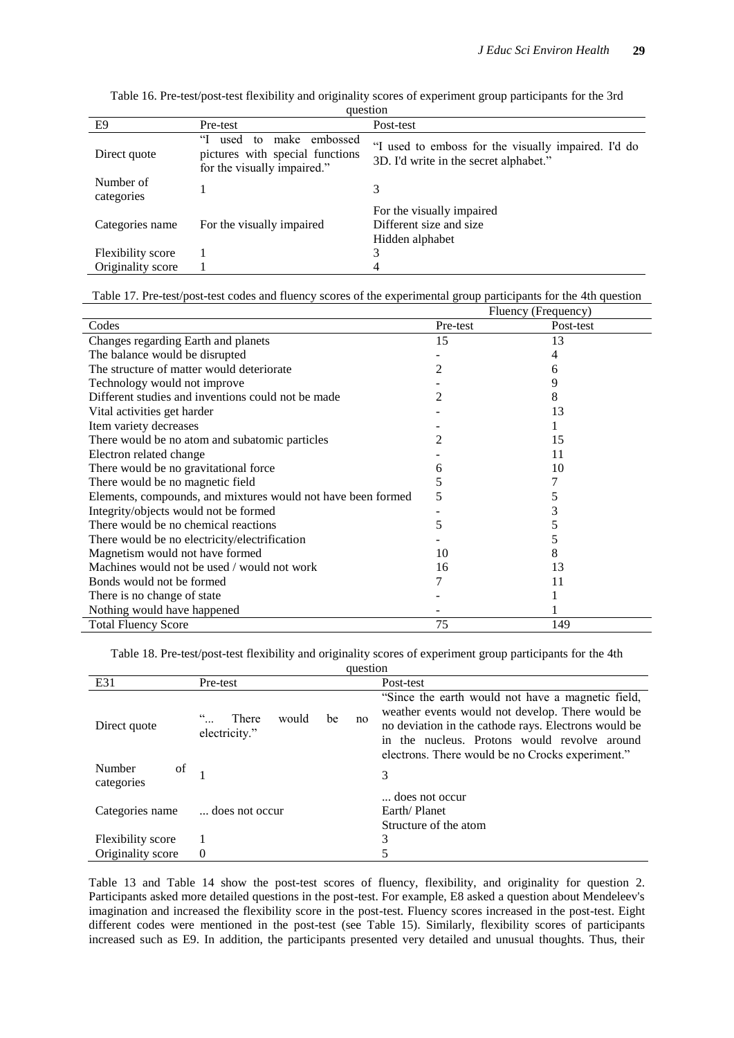Table 16. Pre-test/post-test flexibility and originality scores of experiment group participants for the 3rd question

| E9 | Pre-test | Post-test |
|---|---|---|
| Direct quote | "I used to make embossed pictures with special functions for the visually impaired." | "I used to emboss for the visually impaired. I'd do 3D. I'd write in the secret alphabet." |
| Number of categories | 1 | 3 |
| Categories name | For the visually impaired | For the visually impaired<br>Different size and size<br>Hidden alphabet |
| Flexibility score | 1 | 3 |
| Originality score | 1 | 4 |

Table 17. Pre-test/post-test codes and fluency scores of the experimental group participants for the 4th question

| Codes | Fluency (Frequency) | |
|---|---|---|
| | Pre-test | Post-test |
| Changes regarding Earth and planets | 15 | 13 |
| The balance would be disrupted | - | 4 |
| The structure of matter would deteriorate | 2 | 6 |
| Technology would not improve | - | 9 |
| Different studies and inventions could not be made | 2 | 8 |
| Vital activities get harder | - | 13 |
| Item variety decreases | - | 1 |
| There would be no atom and subatomic particles | 2 | 15 |
| Electron related change | - | 11 |
| There would be no gravitational force | 6 | 10 |
| There would be no magnetic field | 5 | 7 |
| Elements, compounds, and mixtures would not have been formed | 5 | 5 |
| Integrity/objects would not be formed | - | 3 |
| There would be no chemical reactions | 5 | 5 |
| There would be no electricity/electrification | - | 5 |
| Magnetism would not have formed | 10 | 8 |
| Machines would not be used / would not work | 16 | 13 |
| Bonds would not be formed | 7 | 11 |
| There is no change of state | - | 1 |
| Nothing would have happened | - | 1 |
| Total Fluency Score | 75 | 149 |

Table 18. Pre-test/post-test flexibility and originality scores of experiment group participants for the 4th question

| E31 | Pre-test | Post-test |
|---|---|---|
| Direct quote | "... There would be no electricity." | "Since the earth would not have a magnetic field, weather events would not develop. There would be no deviation in the cathode rays. Electrons would be in the nucleus. Protons would revolve around electrons. There would be no Crocks experiment." |
| Number of categories | 1 | 3 |
| Categories name | ... does not occur | ... does not occur<br>Earth/ Planet<br>Structure of the atom |
| Flexibility score | 1 | 3 |
| Originality score | 0 | 5 |

Table 13 and Table 14 show the post-test scores of fluency, flexibility, and originality for question 2. Participants asked more detailed questions in the post-test. For example, E8 asked a question about Mendeleev's imagination and increased the flexibility score in the post-test. Fluency scores increased in the post-test. Eight different codes were mentioned in the post-test (see Table 15). Similarly, flexibility scores of participants increased such as E9. In addition, the participants presented very detailed and unusual thoughts. Thus, their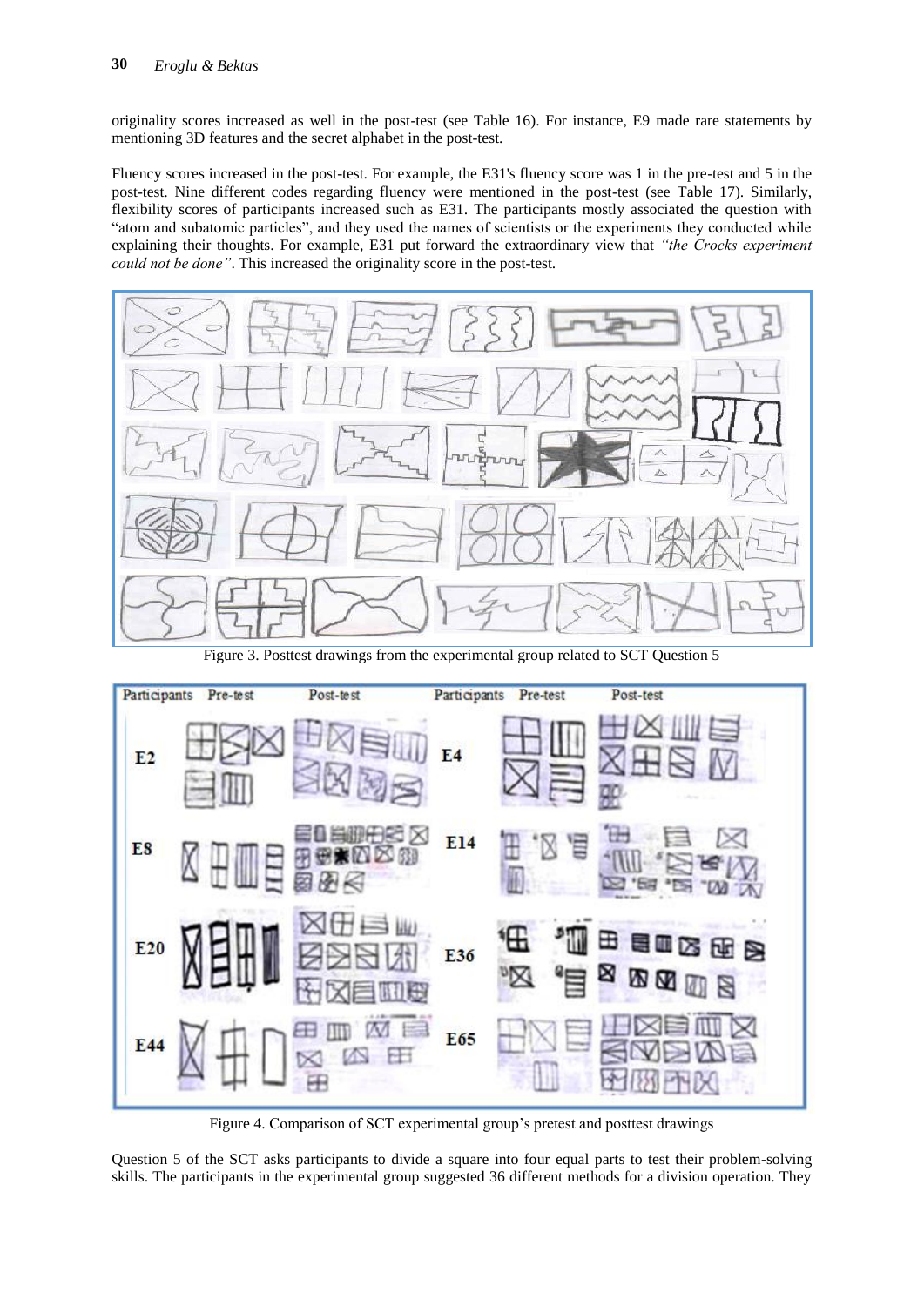originality scores increased as well in the post-test (see Table 16). For instance, E9 made rare statements by mentioning 3D features and the secret alphabet in the post-test.

Fluency scores increased in the post-test. For example, the E31's fluency score was 1 in the pre-test and 5 in the post-test. Nine different codes regarding fluency were mentioned in the post-test (see Table 17). Similarly, flexibility scores of participants increased such as E31. The participants mostly associated the question with "atom and subatomic particles", and they used the names of scientists or the experiments they conducted while explaining their thoughts. For example, E31 put forward the extraordinary view that *"the Crocks experiment could not be done"*. This increased the originality score in the post-test.

Figure 3. Posttest drawings from the experimental group related to SCT Question 5

Figure 4. Comparison of SCT experimental group's pretest and posttest drawings

Question 5 of the SCT asks participants to divide a square into four equal parts to test their problem-solving skills. The participants in the experimental group suggested 36 different methods for a division operation. They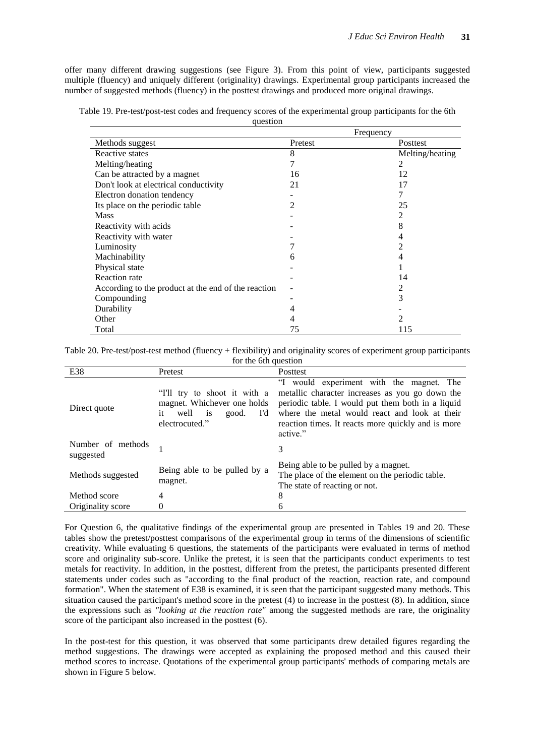offer many different drawing suggestions (see Figure 3). From this point of view, participants suggested multiple (fluency) and uniquely different (originality) drawings. Experimental group participants increased the number of suggested methods (fluency) in the posttest drawings and produced more original drawings.

Table 19. Pre-test/post-test codes and frequency scores of the experimental group participants for the 6th question

| | Frequency | |
|---|---|---|
| Methods suggest | Pretest | Posttest |
| Reactive states | 8 | Melting/heating |
| Melting/heating | 7 | 2 |
| Can be attracted by a magnet | 16 | 12 |
| Don't look at electrical conductivity | 21 | 17 |
| Electron donation tendency | - | 7 |
| Its place on the periodic table | 2 | 25 |
| Mass | - | 2 |
| Reactivity with acids | - | 8 |
| Reactivity with water | - | 4 |
| Luminosity | 7 | 2 |
| Machinability | 6 | 4 |
| Physical state | - | 1 |
| Reaction rate | - | 14 |
| According to the product at the end of the reaction | - | 2 |
| Compounding | - | 3 |
| Durability | 4 | - |
| Other | 4 | 2 |
| Total | 75 | 115 |

Table 20. Pre-test/post-test method (fluency + flexibility) and originality scores of experiment group participants for the 6th question

| E38 | Pretest | Posttest |
|---|---|---|
| Direct quote | "I'll try to shoot it with a magnet. Whichever one holds it well is good. I'd electrocuted." | "I would experiment with the magnet. The metallic character increases as you go down the periodic table. I would put them both in a liquid where the metal would react and look at their reaction times. It reacts more quickly and is more active." |
| Number of methods suggested | 1 | 3 |
| Methods suggested | Being able to be pulled by a magnet. | Being able to be pulled by a magnet.<br>The place of the element on the periodic table.<br>The state of reacting or not. |
| Method score | 4 | 8 |
| Originality score | 0 | 6 |

For Question 6, the qualitative findings of the experimental group are presented in Tables 19 and 20. These tables show the pretest/posttest comparisons of the experimental group in terms of the dimensions of scientific creativity. While evaluating 6 questions, the statements of the participants were evaluated in terms of method score and originality sub-score. Unlike the pretest, it is seen that the participants conduct experiments to test metals for reactivity. In addition, in the posttest, different from the pretest, the participants presented different statements under codes such as "according to the final product of the reaction, reaction rate, and compound formation". When the statement of E38 is examined, it is seen that the participant suggested many methods. This situation caused the participant's method score in the pretest (4) to increase in the posttest (8). In addition, since the expressions such as *"looking at the reaction rate"* among the suggested methods are rare, the originality score of the participant also increased in the posttest (6).

In the post-test for this question, it was observed that some participants drew detailed figures regarding the method suggestions. The drawings were accepted as explaining the proposed method and this caused their method scores to increase. Quotations of the experimental group participants' methods of comparing metals are shown in Figure 5 below.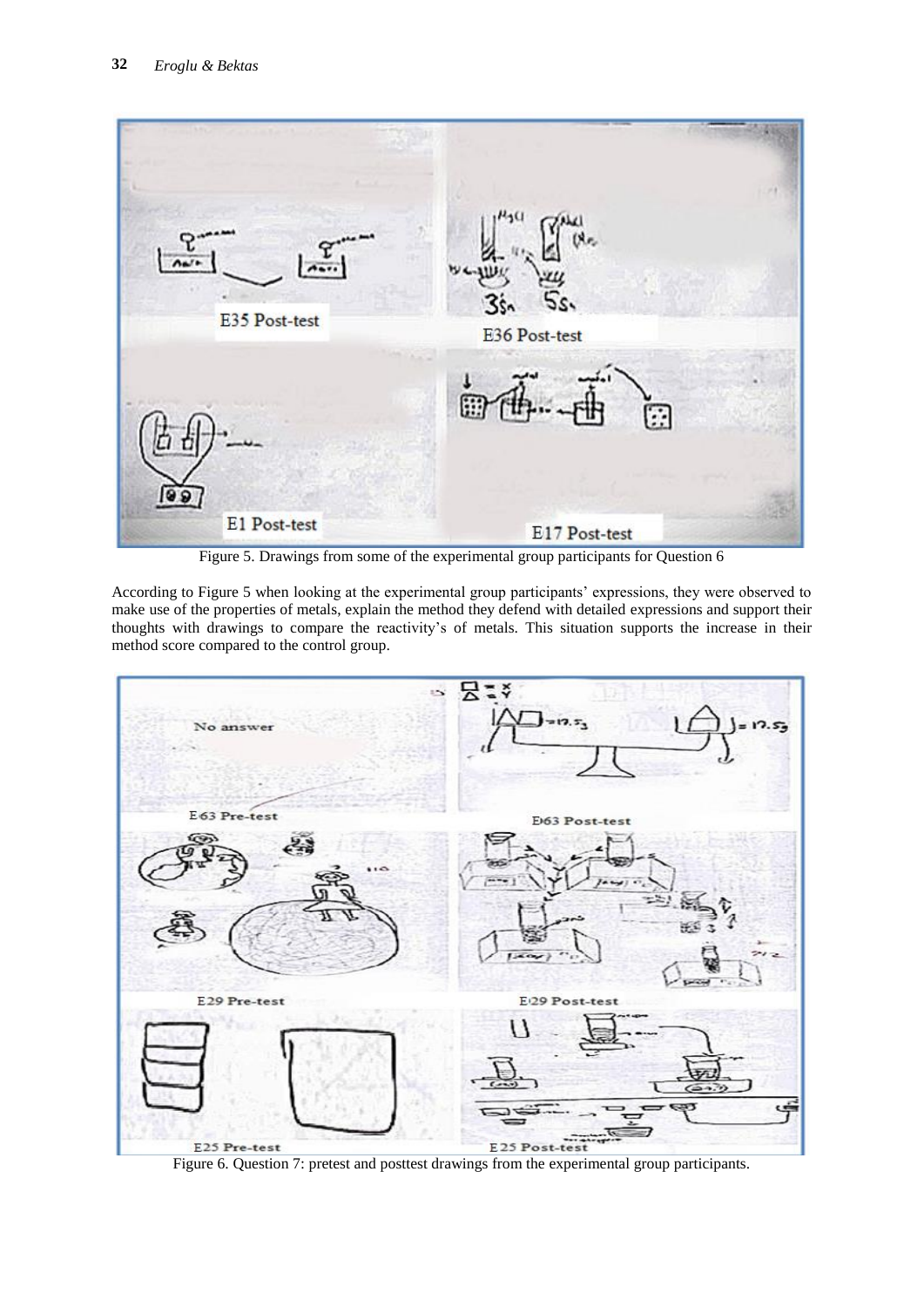Figure 5. Drawings from some of the experimental group participants for Question 6

According to Figure 5 when looking at the experimental group participants' expressions, they were observed to make use of the properties of metals, explain the method they defend with detailed expressions and support their thoughts with drawings to compare the reactivity's of metals. This situation supports the increase in their method score compared to the control group.

Figure 6. Question 7: pretest and posttest drawings from the experimental group participants.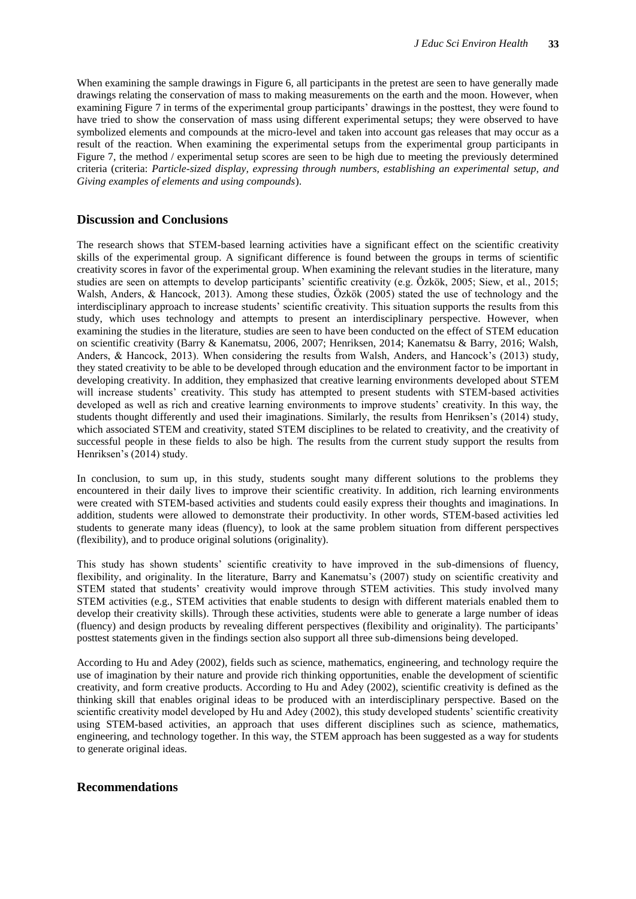When examining the sample drawings in Figure 6, all participants in the pretest are seen to have generally made drawings relating the conservation of mass to making measurements on the earth and the moon. However, when examining Figure 7 in terms of the experimental group participants' drawings in the posttest, they were found to have tried to show the conservation of mass using different experimental setups; they were observed to have symbolized elements and compounds at the micro-level and taken into account gas releases that may occur as a result of the reaction. When examining the experimental setups from the experimental group participants in Figure 7, the method / experimental setup scores are seen to be high due to meeting the previously determined criteria (criteria: *Particle-sized display, expressing through numbers, establishing an experimental setup, and Giving examples of elements and using compounds*).

## Discussion and Conclusions

The research shows that STEM-based learning activities have a significant effect on the scientific creativity skills of the experimental group. A significant difference is found between the groups in terms of scientific creativity scores in favor of the experimental group. When examining the relevant studies in the literature, many studies are seen on attempts to develop participants' scientific creativity (e.g. Özkök, 2005; Siew, et al., 2015; Walsh, Anders, & Hancock, 2013). Among these studies, Özkök (2005) stated the use of technology and the interdisciplinary approach to increase students' scientific creativity. This situation supports the results from this study, which uses technology and attempts to present an interdisciplinary perspective. However, when examining the studies in the literature, studies are seen to have been conducted on the effect of STEM education on scientific creativity (Barry & Kanematsu, 2006, 2007; Henriksen, 2014; Kanematsu & Barry, 2016; Walsh, Anders, & Hancock, 2013). When considering the results from Walsh, Anders, and Hancock's (2013) study, they stated creativity to be able to be developed through education and the environment factor to be important in developing creativity. In addition, they emphasized that creative learning environments developed about STEM will increase students' creativity. This study has attempted to present students with STEM-based activities developed as well as rich and creative learning environments to improve students' creativity. In this way, the students thought differently and used their imaginations. Similarly, the results from Henriksen's (2014) study, which associated STEM and creativity, stated STEM disciplines to be related to creativity, and the creativity of successful people in these fields to also be high. The results from the current study support the results from Henriksen's (2014) study.

In conclusion, to sum up, in this study, students sought many different solutions to the problems they encountered in their daily lives to improve their scientific creativity. In addition, rich learning environments were created with STEM-based activities and students could easily express their thoughts and imaginations. In addition, students were allowed to demonstrate their productivity. In other words, STEM-based activities led students to generate many ideas (fluency), to look at the same problem situation from different perspectives (flexibility), and to produce original solutions (originality).

This study has shown students' scientific creativity to have improved in the sub-dimensions of fluency, flexibility, and originality. In the literature, Barry and Kanematsu's (2007) study on scientific creativity and STEM stated that students' creativity would improve through STEM activities. This study involved many STEM activities (e.g., STEM activities that enable students to design with different materials enabled them to develop their creativity skills). Through these activities, students were able to generate a large number of ideas (fluency) and design products by revealing different perspectives (flexibility and originality). The participants' posttest statements given in the findings section also support all three sub-dimensions being developed.

According to Hu and Adey (2002), fields such as science, mathematics, engineering, and technology require the use of imagination by their nature and provide rich thinking opportunities, enable the development of scientific creativity, and form creative products. According to Hu and Adey (2002), scientific creativity is defined as the thinking skill that enables original ideas to be produced with an interdisciplinary perspective. Based on the scientific creativity model developed by Hu and Adey (2002), this study developed students' scientific creativity using STEM-based activities, an approach that uses different disciplines such as science, mathematics, engineering, and technology together. In this way, the STEM approach has been suggested as a way for students to generate original ideas.

## Recommendations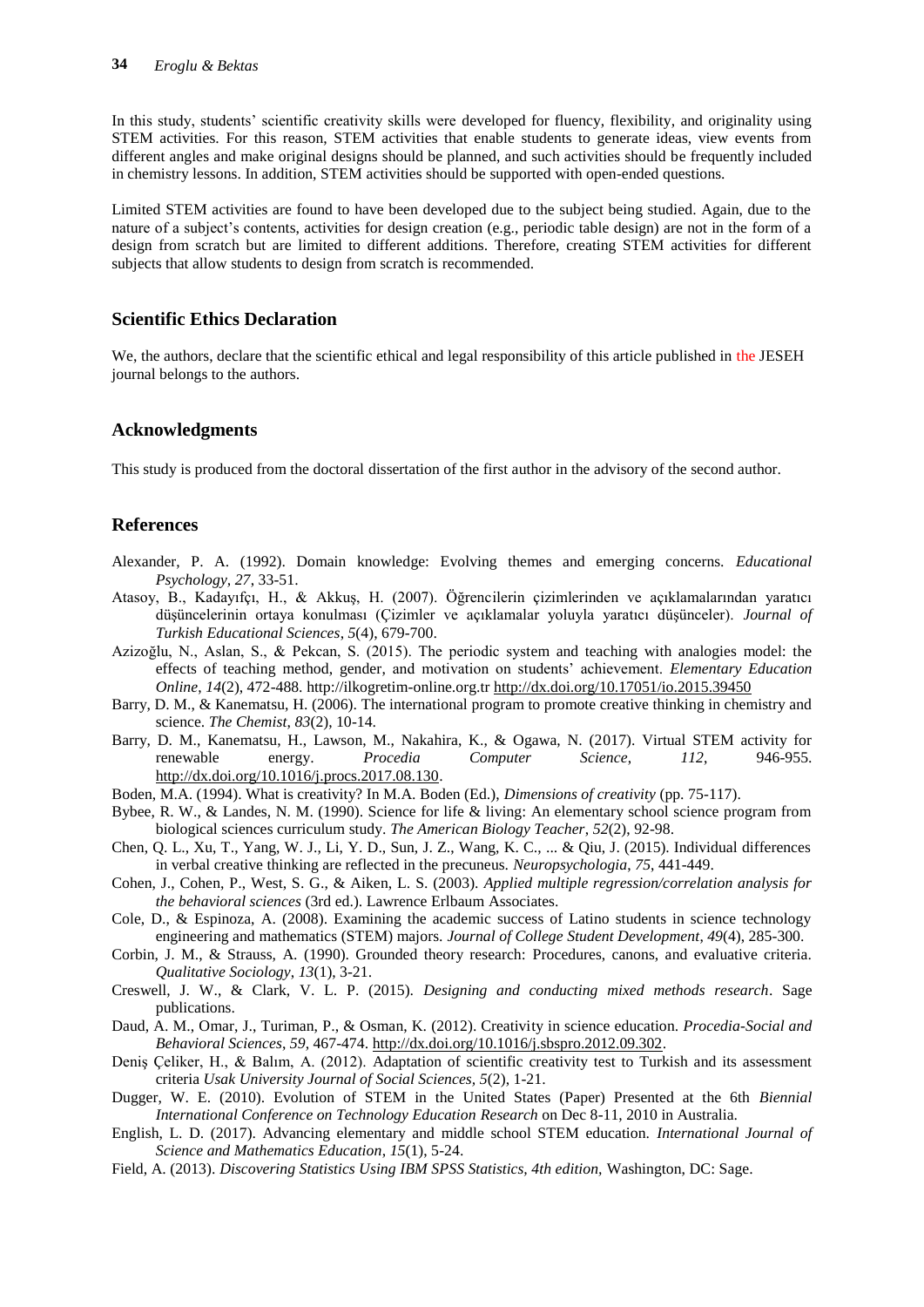In this study, students' scientific creativity skills were developed for fluency, flexibility, and originality using STEM activities. For this reason, STEM activities that enable students to generate ideas, view events from different angles and make original designs should be planned, and such activities should be frequently included in chemistry lessons. In addition, STEM activities should be supported with open-ended questions.

Limited STEM activities are found to have been developed due to the subject being studied. Again, due to the nature of a subject's contents, activities for design creation (e.g., periodic table design) are not in the form of a design from scratch but are limited to different additions. Therefore, creating STEM activities for different subjects that allow students to design from scratch is recommended.

## Scientific Ethics Declaration

We, the authors, declare that the scientific ethical and legal responsibility of this article published in the JESEH journal belongs to the authors.

## Acknowledgments

This study is produced from the doctoral dissertation of the first author in the advisory of the second author.

## References

Alexander, P. A. (1992). Domain knowledge: Evolving themes and emerging concerns. *Educational Psychology, 27*, 33-51.

Atasoy, B., Kadayıfçı, H., & Akkuş, H. (2007). Öğrencilerin çizimlerinden ve açıklamalarından yaratıcı düşüncelerinin ortaya konulması (Çizimler ve açıklamalar yoluyla yaratıcı düşünceler). *Journal of Turkish Educational Sciences, 5*(4), 679-700.

Azizoğlu, N., Aslan, S., & Pekcan, S. (2015). The periodic system and teaching with analogies model: the effects of teaching method, gender, and motivation on students' achievement. *Elementary Education Online*, *14*(2), 472-488. http://ilkogretim-online.org.tr http://dx.doi.org/10.17051/io.2015.39450

Barry, D. M., & Kanematsu, H. (2006). The international program to promote creative thinking in chemistry and science. *The Chemist*, *83*(2), 10-14.

Barry, D. M., Kanematsu, H., Lawson, M., Nakahira, K., & Ogawa, N. (2017). Virtual STEM activity for renewable energy. *Procedia Computer Science*, *112*, 946-955. http://dx.doi.org/10.1016/j.procs.2017.08.130.

Boden, M.A. (1994). What is creativity? In M.A. Boden (Ed.), *Dimensions of creativity* (pp. 75-117).

Bybee, R. W., & Landes, N. M. (1990). Science for life & living: An elementary school science program from biological sciences curriculum study. *The American Biology Teacher*, *52*(2), 92-98.

Chen, Q. L., Xu, T., Yang, W. J., Li, Y. D., Sun, J. Z., Wang, K. C., ... & Qiu, J. (2015). Individual differences in verbal creative thinking are reflected in the precuneus. *Neuropsychologia*, *75*, 441-449.

Cohen, J., Cohen, P., West, S. G., & Aiken, L. S. (2003). *Applied multiple regression/correlation analysis for the behavioral sciences* (3rd ed.). Lawrence Erlbaum Associates.

Cole, D., & Espinoza, A. (2008). Examining the academic success of Latino students in science technology engineering and mathematics (STEM) majors. *Journal of College Student Development*, *49*(4), 285-300.

Corbin, J. M., & Strauss, A. (1990). Grounded theory research: Procedures, canons, and evaluative criteria. *Qualitative Sociology, 13*(1), 3-21.

Creswell, J. W., & Clark, V. L. P. (2015). *Designing and conducting mixed methods research*. Sage publications.

Daud, A. M., Omar, J., Turiman, P., & Osman, K. (2012). Creativity in science education. *Procedia-Social and Behavioral Sciences*, *59*, 467-474. http://dx.doi.org/10.1016/j.sbspro.2012.09.302.

Deniş Çeliker, H., & Balım, A. (2012). Adaptation of scientific creativity test to Turkish and its assessment criteria *Usak University Journal of Social Sciences, 5*(2), 1-21.

Dugger, W. E. (2010). Evolution of STEM in the United States (Paper) Presented at the 6th *Biennial International Conference on Technology Education Research* on Dec 8-11, 2010 in Australia.

English, L. D. (2017). Advancing elementary and middle school STEM education. *International Journal of Science and Mathematics Education*, *15*(1), 5-24.

Field, A. (2013). *Discovering Statistics Using IBM SPSS Statistics, 4th edition,* Washington, DC: Sage.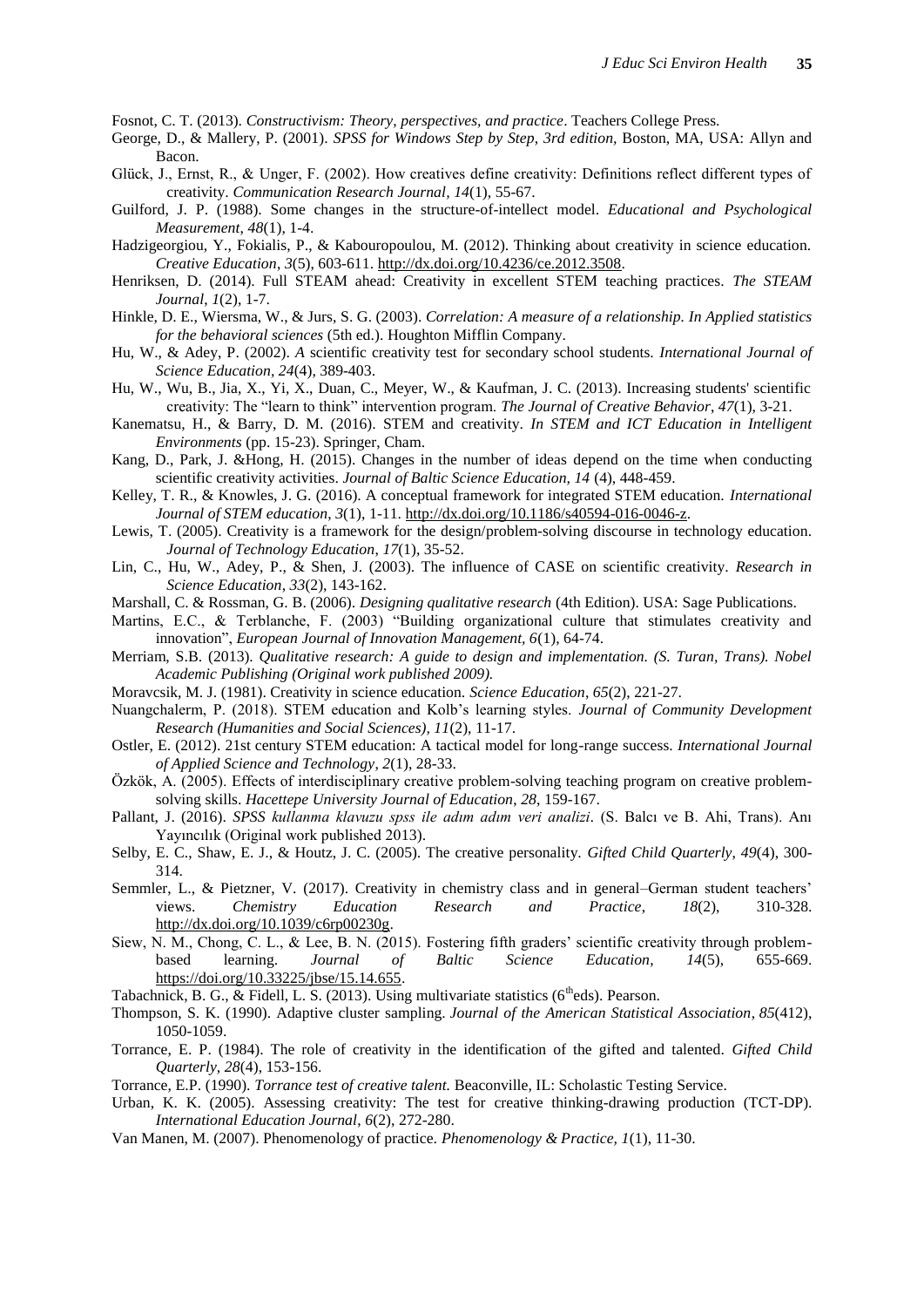Fosnot, C. T. (2013). *Constructivism: Theory, perspectives, and practice*. Teachers College Press.

George, D., & Mallery, P. (2001). *SPSS for Windows Step by Step, 3rd edition,* Boston, MA, USA: Allyn and Bacon.

Glück, J., Ernst, R., & Unger, F. (2002). How creatives define creativity: Definitions reflect different types of creativity. *Communication Research Journal*, *14*(1), 55-67.

Guilford, J. P. (1988). Some changes in the structure-of-intellect model. *Educational and Psychological Measurement*, *48*(1), 1-4.

Hadzigeorgiou, Y., Fokialis, P., & Kabouropoulou, M. (2012). Thinking about creativity in science education. *Creative Education*, *3*(5), 603-611. http://dx.doi.org/10.4236/ce.2012.3508.

Henriksen, D. (2014). Full STEAM ahead: Creativity in excellent STEM teaching practices. *The STEAM Journal*, *1*(2), 1-7.

Hinkle, D. E., Wiersma, W., & Jurs, S. G. (2003). *Correlation: A measure of a relationship. In Applied statistics for the behavioral sciences* (5th ed.). Houghton Mifflin Company.

Hu, W., & Adey, P. (2002). *A* scientific creativity test for secondary school students. *International Journal of Science Education*, *24*(4), 389-403.

Hu, W., Wu, B., Jia, X., Yi, X., Duan, C., Meyer, W., & Kaufman, J. C. (2013). Increasing students' scientific creativity: The "learn to think" intervention program. *The Journal of Creative Behavior*, *47*(1), 3-21.

Kanematsu, H., & Barry, D. M. (2016). STEM and creativity. *In STEM and ICT Education in Intelligent Environments* (pp. 15-23). Springer, Cham.

Kang, D., Park, J. &Hong, H. (2015). Changes in the number of ideas depend on the time when conducting scientific creativity activities. *Journal of Baltic Science Education, 14* (4), 448-459.

Kelley, T. R., & Knowles, J. G. (2016). A conceptual framework for integrated STEM education. *International Journal of STEM education*, *3*(1), 1-11. http://dx.doi.org/10.1186/s40594-016-0046-z.

Lewis, T. (2005). Creativity is a framework for the design/problem-solving discourse in technology education. *Journal of Technology Education*, *17*(1), 35-52.

Lin, C., Hu, W., Adey, P., & Shen, J. (2003). The influence of CASE on scientific creativity. *Research in Science Education*, *33*(2), 143-162.

Marshall, C. & Rossman, G. B. (2006). *Designing qualitative research* (4th Edition). USA: Sage Publications.

Martins, E.C., & Terblanche, F. (2003) "Building organizational culture that stimulates creativity and innovation", *European Journal of Innovation Management*, *6*(1), 64-74.

Merriam, S.B. (2013). *Qualitative research: A guide to design and implementation. (S. Turan, Trans). Nobel Academic Publishing (Original work published 2009).*

Moravcsik, M. J. (1981). Creativity in science education. *Science Education*, *65*(2), 221-27.

Nuangchalerm, P. (2018). STEM education and Kolb's learning styles. *Journal of Community Development Research (Humanities and Social Sciences), 11*(2), 11-17.

Ostler, E. (2012). 21st century STEM education: A tactical model for long-range success. *International Journal of Applied Science and Technology*, *2*(1), 28-33.

Özkök, A. (2005). Effects of interdisciplinary creative problem-solving teaching program on creative problem-solving skills. *Hacettepe University Journal of Education*, *28*, 159-167.

Pallant, J. (2016). *SPSS kullanma klavuzu spss ile adım adım veri analizi*. (S. Balcı ve B. Ahi, Trans). Anı Yayıncılık (Original work published 2013).

Selby, E. C., Shaw, E. J., & Houtz, J. C. (2005). The creative personality. *Gifted Child Quarterly, 49*(4), 300-314.

Semmler, L., & Pietzner, V. (2017). Creativity in chemistry class and in general–German student teachers' views. *Chemistry Education Research and Practice*, *18*(2), 310-328. http://dx.doi.org/10.1039/c6rp00230g.

Siew, N. M., Chong, C. L., & Lee, B. N. (2015). Fostering fifth graders' scientific creativity through problem-based learning. *Journal of Baltic Science Education*, *14*(5), 655-669. https://doi.org/10.33225/jbse/15.14.655.

Tabachnick, B. G., & Fidell, L. S. (2013). Using multivariate statistics (6theds). Pearson.

Thompson, S. K. (1990). Adaptive cluster sampling. *Journal of the American Statistical Association*, *85*(412), 1050-1059.

Torrance, E. P. (1984). The role of creativity in the identification of the gifted and talented. *Gifted Child Quarterly*, *28*(4), 153-156.

Torrance, E.P. (1990). *Torrance test of creative talent.* Beaconville, IL: Scholastic Testing Service.

Urban, K. K. (2005). Assessing creativity: The test for creative thinking-drawing production (TCT-DP). *International Education Journal*, *6*(2), 272-280.

Van Manen, M. (2007). Phenomenology of practice. *Phenomenology & Practice, 1*(1), 11-30.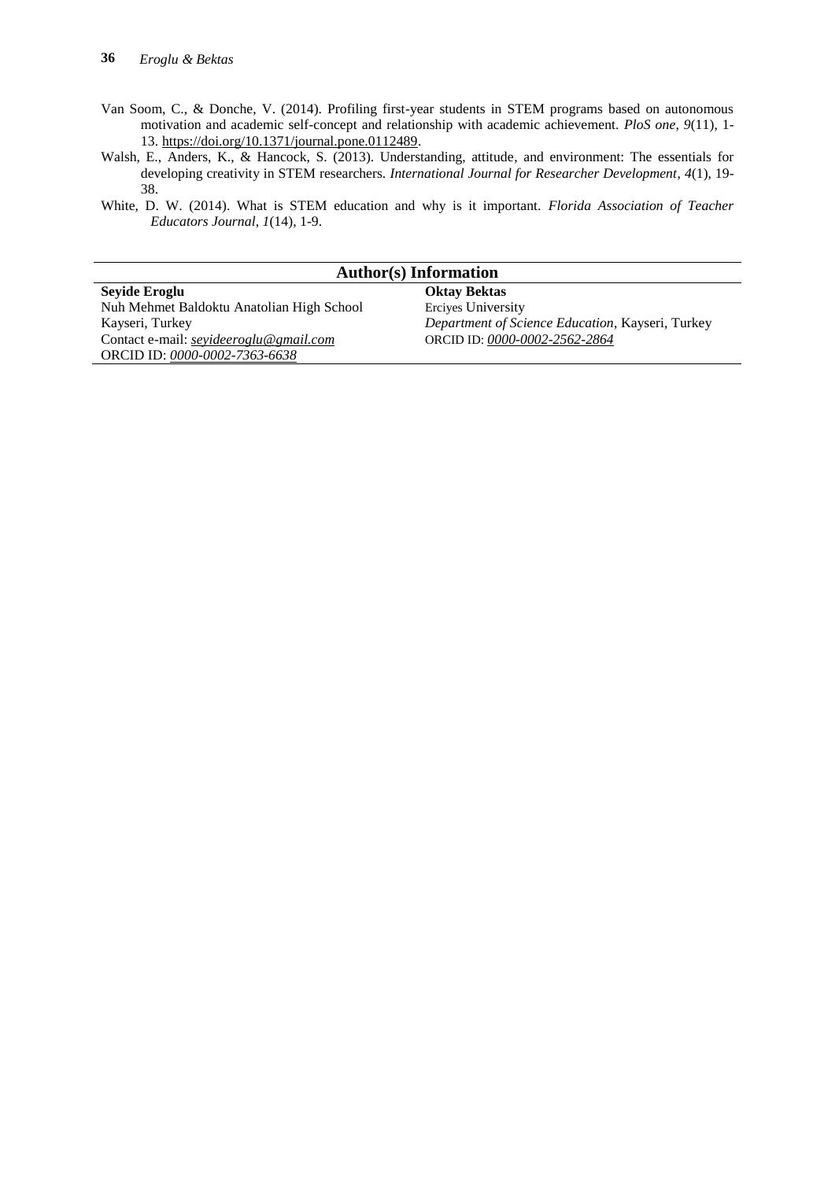Van Soom, C., & Donche, V. (2014). Profiling first-year students in STEM programs based on autonomous motivation and academic self-concept and relationship with academic achievement. *PloS one*, *9*(11), 1-13. https://doi.org/10.1371/journal.pone.0112489.

Walsh, E., Anders, K., & Hancock, S. (2013). Understanding, attitude, and environment: The essentials for developing creativity in STEM researchers. *International Journal for Researcher Development*, *4*(1), 19-38.

White, D. W. (2014). What is STEM education and why is it important. *Florida Association of Teacher Educators Journal*, *1*(14), 1-9.

## Author(s) Information

**Seyide Eroglu**
Nuh Mehmet Baldoktu Anatolian High School
Kayseri, Turkey
Contact e-mail: *seyideeroglu@gmail.com*
ORCID ID: *0000-0002-7363-6638*

**Oktay Bektas**
Erciyes University
*Department of Science Education*, Kayseri, Turkey
ORCID ID: *0000-0002-2562-2864*